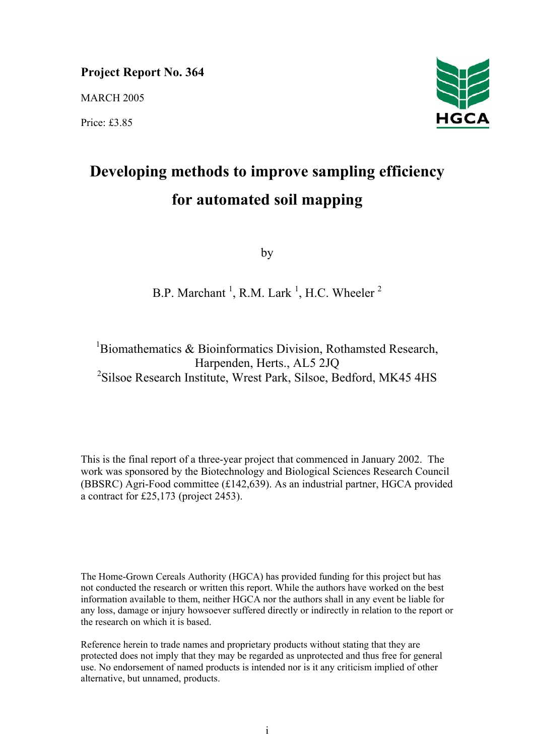**Project Report No. 364**

MARCH 2005

Price: £3.85

HGCA

# Developing methods to improve sampling efficiency for automated soil mapping

by

B.P. Marchant [1], R.M. Lark [1], H.C. Wheeler [2]

[1]Biomathematics & Bioinformatics Division, Rothamsted Research, Harpenden, Herts., AL5 2JQ
[2]Silsoe Research Institute, Wrest Park, Silsoe, Bedford, MK45 4HS

This is the final report of a three-year project that commenced in January 2002. The work was sponsored by the Biotechnology and Biological Sciences Research Council (BBSRC) Agri-Food committee (£142,639). As an industrial partner, HGCA provided a contract for £25,173 (project 2453).

The Home-Grown Cereals Authority (HGCA) has provided funding for this project but has not conducted the research or written this report. While the authors have worked on the best information available to them, neither HGCA nor the authors shall in any event be liable for any loss, damage or injury howsoever suffered directly or indirectly in relation to the report or the research on which it is based.

Reference herein to trade names and proprietary products without stating that they are protected does not imply that they may be regarded as unprotected and thus free for general use. No endorsement of named products is intended nor is it any criticism implied of other alternative, but unnamed, products.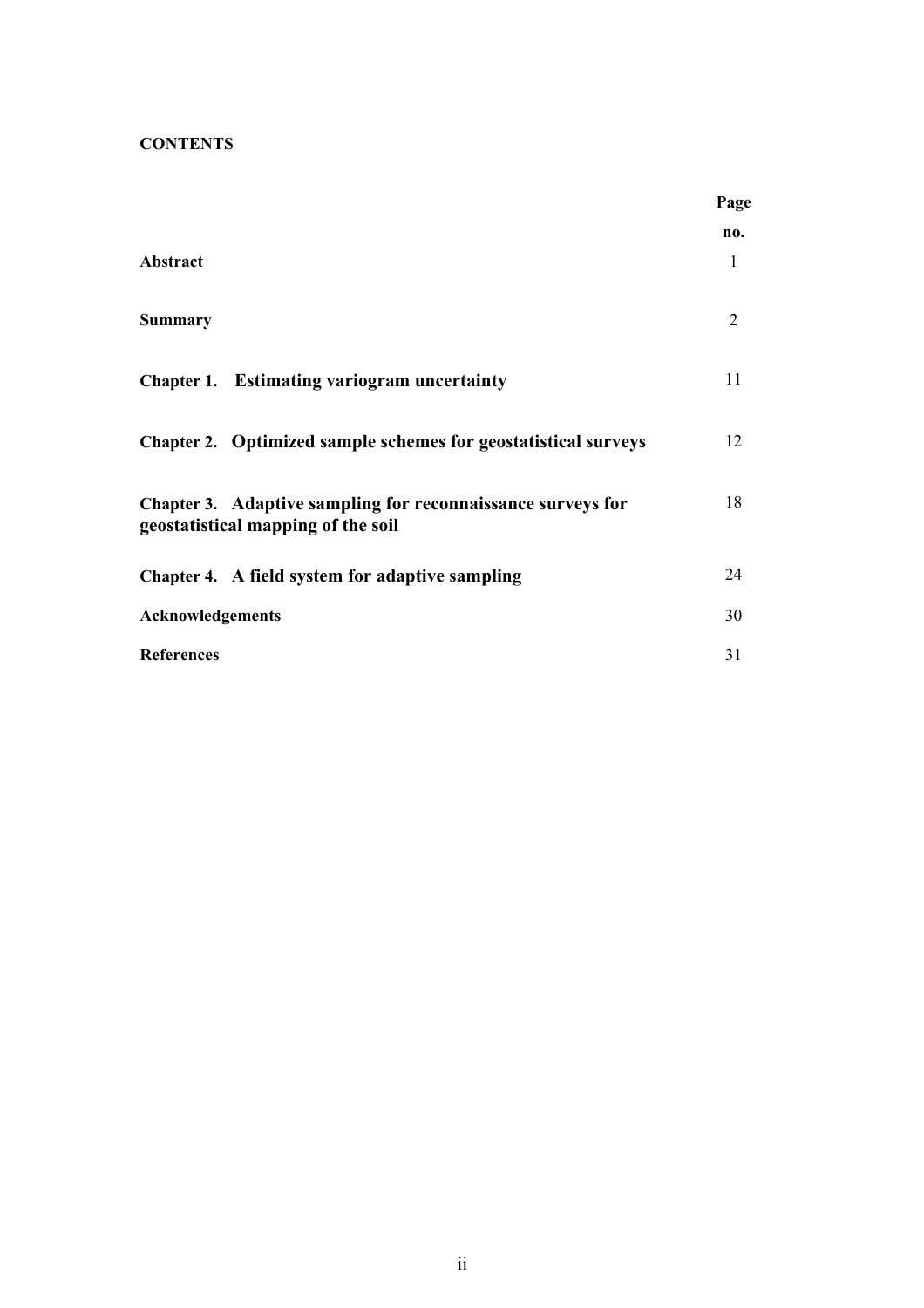**CONTENTS**

| | Page no. |
|---|---|
| **Abstract** | 1 |
| **Summary** | 2 |
| **Chapter 1. Estimating variogram uncertainty** | 11 |
| **Chapter 2. Optimized sample schemes for geostatistical surveys** | 12 |
| **Chapter 3. Adaptive sampling for reconnaissance surveys for geostatistical mapping of the soil** | 18 |
| **Chapter 4. A field system for adaptive sampling** | 24 |
| **Acknowledgements** | 30 |
| **References** | 31 |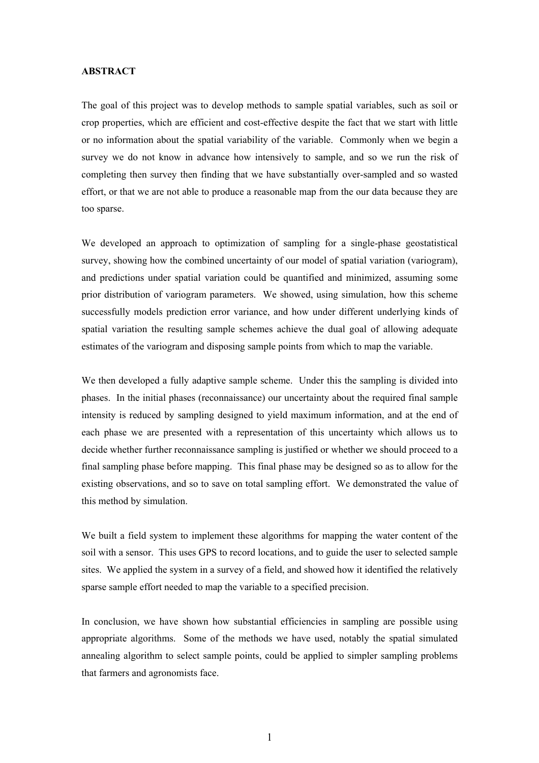**ABSTRACT**

The goal of this project was to develop methods to sample spatial variables, such as soil or crop properties, which are efficient and cost-effective despite the fact that we start with little or no information about the spatial variability of the variable. Commonly when we begin a survey we do not know in advance how intensively to sample, and so we run the risk of completing then survey then finding that we have substantially over-sampled and so wasted effort, or that we are not able to produce a reasonable map from the our data because they are too sparse.

We developed an approach to optimization of sampling for a single-phase geostatistical survey, showing how the combined uncertainty of our model of spatial variation (variogram), and predictions under spatial variation could be quantified and minimized, assuming some prior distribution of variogram parameters. We showed, using simulation, how this scheme successfully models prediction error variance, and how under different underlying kinds of spatial variation the resulting sample schemes achieve the dual goal of allowing adequate estimates of the variogram and disposing sample points from which to map the variable.

We then developed a fully adaptive sample scheme. Under this the sampling is divided into phases. In the initial phases (reconnaissance) our uncertainty about the required final sample intensity is reduced by sampling designed to yield maximum information, and at the end of each phase we are presented with a representation of this uncertainty which allows us to decide whether further reconnaissance sampling is justified or whether we should proceed to a final sampling phase before mapping. This final phase may be designed so as to allow for the existing observations, and so to save on total sampling effort. We demonstrated the value of this method by simulation.

We built a field system to implement these algorithms for mapping the water content of the soil with a sensor. This uses GPS to record locations, and to guide the user to selected sample sites. We applied the system in a survey of a field, and showed how it identified the relatively sparse sample effort needed to map the variable to a specified precision.

In conclusion, we have shown how substantial efficiencies in sampling are possible using appropriate algorithms. Some of the methods we have used, notably the spatial simulated annealing algorithm to select sample points, could be applied to simpler sampling problems that farmers and agronomists face.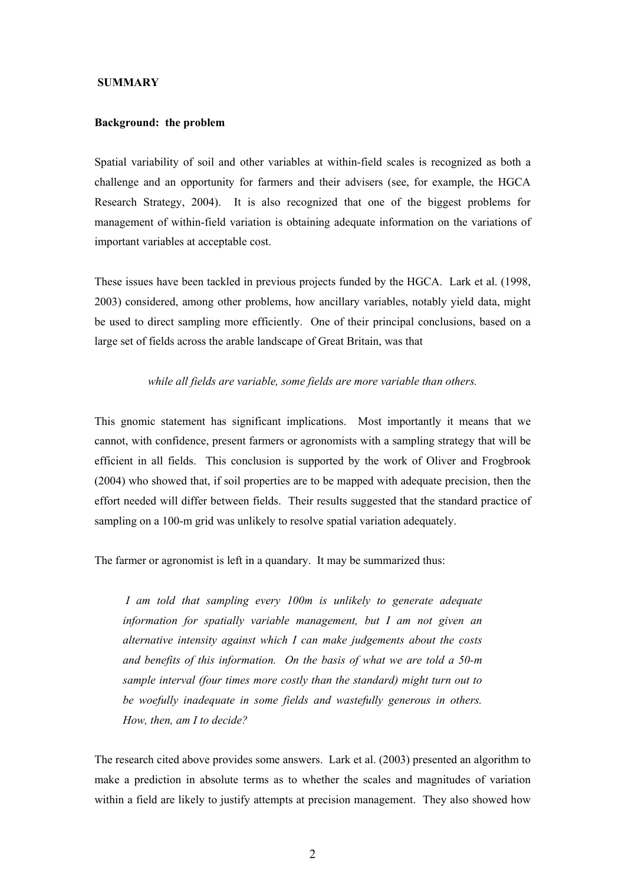**SUMMARY**

**Background: the problem**

Spatial variability of soil and other variables at within-field scales is recognized as both a challenge and an opportunity for farmers and their advisers (see, for example, the HGCA Research Strategy, 2004). It is also recognized that one of the biggest problems for management of within-field variation is obtaining adequate information on the variations of important variables at acceptable cost.

These issues have been tackled in previous projects funded by the HGCA. Lark et al. (1998, 2003) considered, among other problems, how ancillary variables, notably yield data, might be used to direct sampling more efficiently. One of their principal conclusions, based on a large set of fields across the arable landscape of Great Britain, was that

*while all fields are variable, some fields are more variable than others.*

This gnomic statement has significant implications. Most importantly it means that we cannot, with confidence, present farmers or agronomists with a sampling strategy that will be efficient in all fields. This conclusion is supported by the work of Oliver and Frogbrook (2004) who showed that, if soil properties are to be mapped with adequate precision, then the effort needed will differ between fields. Their results suggested that the standard practice of sampling on a 100-m grid was unlikely to resolve spatial variation adequately.

The farmer or agronomist is left in a quandary. It may be summarized thus:

> *I am told that sampling every 100m is unlikely to generate adequate information for spatially variable management, but I am not given an alternative intensity against which I can make judgements about the costs and benefits of this information. On the basis of what we are told a 50-m sample interval (four times more costly than the standard) might turn out to be woefully inadequate in some fields and wastefully generous in others. How, then, am I to decide?*

The research cited above provides some answers. Lark et al. (2003) presented an algorithm to make a prediction in absolute terms as to whether the scales and magnitudes of variation within a field are likely to justify attempts at precision management. They also showed how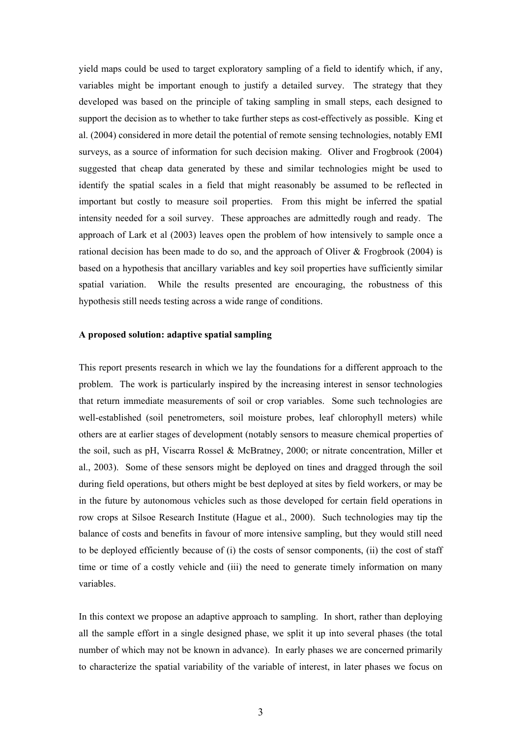yield maps could be used to target exploratory sampling of a field to identify which, if any, variables might be important enough to justify a detailed survey. The strategy that they developed was based on the principle of taking sampling in small steps, each designed to support the decision as to whether to take further steps as cost-effectively as possible. King et al. (2004) considered in more detail the potential of remote sensing technologies, notably EMI surveys, as a source of information for such decision making. Oliver and Frogbrook (2004) suggested that cheap data generated by these and similar technologies might be used to identify the spatial scales in a field that might reasonably be assumed to be reflected in important but costly to measure soil properties. From this might be inferred the spatial intensity needed for a soil survey. These approaches are admittedly rough and ready. The approach of Lark et al (2003) leaves open the problem of how intensively to sample once a rational decision has been made to do so, and the approach of Oliver & Frogbrook (2004) is based on a hypothesis that ancillary variables and key soil properties have sufficiently similar spatial variation. While the results presented are encouraging, the robustness of this hypothesis still needs testing across a wide range of conditions.

**A proposed solution: adaptive spatial sampling**

This report presents research in which we lay the foundations for a different approach to the problem. The work is particularly inspired by the increasing interest in sensor technologies that return immediate measurements of soil or crop variables. Some such technologies are well-established (soil penetrometers, soil moisture probes, leaf chlorophyll meters) while others are at earlier stages of development (notably sensors to measure chemical properties of the soil, such as pH, Viscarra Rossel & McBratney, 2000; or nitrate concentration, Miller et al., 2003). Some of these sensors might be deployed on tines and dragged through the soil during field operations, but others might be best deployed at sites by field workers, or may be in the future by autonomous vehicles such as those developed for certain field operations in row crops at Silsoe Research Institute (Hague et al., 2000). Such technologies may tip the balance of costs and benefits in favour of more intensive sampling, but they would still need to be deployed efficiently because of (i) the costs of sensor components, (ii) the cost of staff time or time of a costly vehicle and (iii) the need to generate timely information on many variables.

In this context we propose an adaptive approach to sampling. In short, rather than deploying all the sample effort in a single designed phase, we split it up into several phases (the total number of which may not be known in advance). In early phases we are concerned primarily to characterize the spatial variability of the variable of interest, in later phases we focus on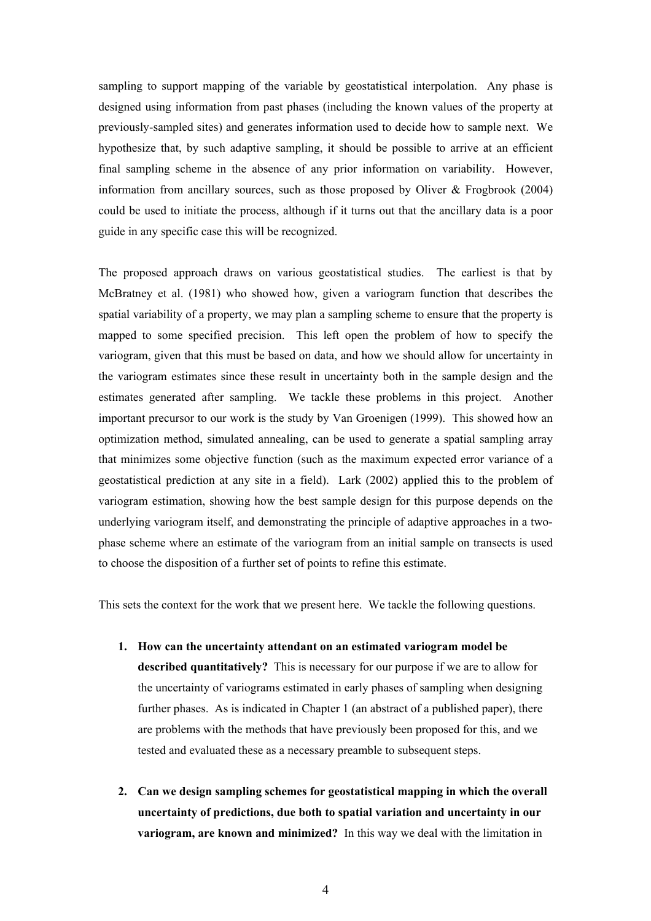sampling to support mapping of the variable by geostatistical interpolation. Any phase is designed using information from past phases (including the known values of the property at previously-sampled sites) and generates information used to decide how to sample next. We hypothesize that, by such adaptive sampling, it should be possible to arrive at an efficient final sampling scheme in the absence of any prior information on variability. However, information from ancillary sources, such as those proposed by Oliver & Frogbrook (2004) could be used to initiate the process, although if it turns out that the ancillary data is a poor guide in any specific case this will be recognized.

The proposed approach draws on various geostatistical studies. The earliest is that by McBratney et al. (1981) who showed how, given a variogram function that describes the spatial variability of a property, we may plan a sampling scheme to ensure that the property is mapped to some specified precision. This left open the problem of how to specify the variogram, given that this must be based on data, and how we should allow for uncertainty in the variogram estimates since these result in uncertainty both in the sample design and the estimates generated after sampling. We tackle these problems in this project. Another important precursor to our work is the study by Van Groenigen (1999). This showed how an optimization method, simulated annealing, can be used to generate a spatial sampling array that minimizes some objective function (such as the maximum expected error variance of a geostatistical prediction at any site in a field). Lark (2002) applied this to the problem of variogram estimation, showing how the best sample design for this purpose depends on the underlying variogram itself, and demonstrating the principle of adaptive approaches in a two-phase scheme where an estimate of the variogram from an initial sample on transects is used to choose the disposition of a further set of points to refine this estimate.

This sets the context for the work that we present here. We tackle the following questions.

1. **How can the uncertainty attendant on an estimated variogram model be described quantitatively?** This is necessary for our purpose if we are to allow for the uncertainty of variograms estimated in early phases of sampling when designing further phases. As is indicated in Chapter 1 (an abstract of a published paper), there are problems with the methods that have previously been proposed for this, and we tested and evaluated these as a necessary preamble to subsequent steps.

2. **Can we design sampling schemes for geostatistical mapping in which the overall uncertainty of predictions, due both to spatial variation and uncertainty in our variogram, are known and minimized?** In this way we deal with the limitation in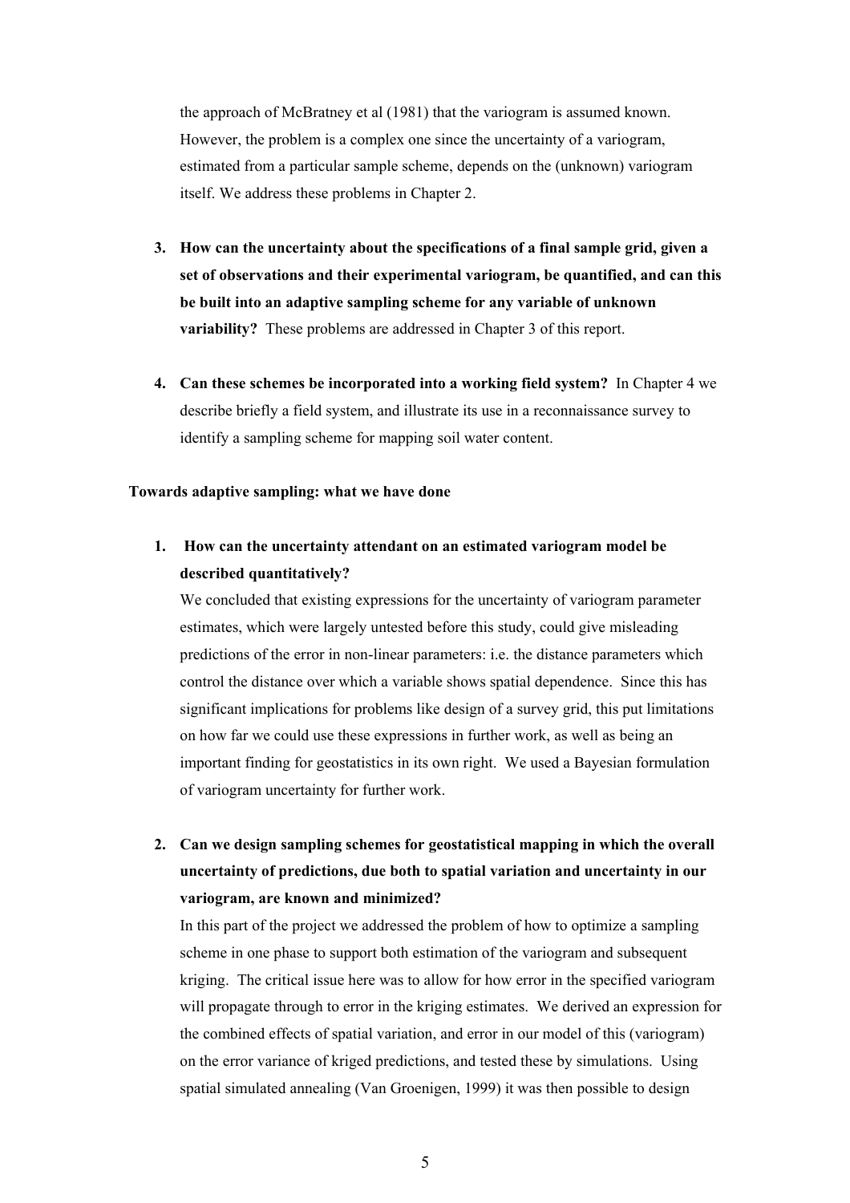the approach of McBratney et al (1981) that the variogram is assumed known. However, the problem is a complex one since the uncertainty of a variogram, estimated from a particular sample scheme, depends on the (unknown) variogram itself. We address these problems in Chapter 2.

3. **How can the uncertainty about the specifications of a final sample grid, given a set of observations and their experimental variogram, be quantified, and can this be built into an adaptive sampling scheme for any variable of unknown variability?** These problems are addressed in Chapter 3 of this report.

4. **Can these schemes be incorporated into a working field system?** In Chapter 4 we describe briefly a field system, and illustrate its use in a reconnaissance survey to identify a sampling scheme for mapping soil water content.

**Towards adaptive sampling: what we have done**

1. **How can the uncertainty attendant on an estimated variogram model be described quantitatively?**

   We concluded that existing expressions for the uncertainty of variogram parameter estimates, which were largely untested before this study, could give misleading predictions of the error in non-linear parameters: i.e. the distance parameters which control the distance over which a variable shows spatial dependence. Since this has significant implications for problems like design of a survey grid, this put limitations on how far we could use these expressions in further work, as well as being an important finding for geostatistics in its own right. We used a Bayesian formulation of variogram uncertainty for further work.

2. **Can we design sampling schemes for geostatistical mapping in which the overall uncertainty of predictions, due both to spatial variation and uncertainty in our variogram, are known and minimized?**

   In this part of the project we addressed the problem of how to optimize a sampling scheme in one phase to support both estimation of the variogram and subsequent kriging. The critical issue here was to allow for how error in the specified variogram will propagate through to error in the kriging estimates. We derived an expression for the combined effects of spatial variation, and error in our model of this (variogram) on the error variance of kriged predictions, and tested these by simulations. Using spatial simulated annealing (Van Groenigen, 1999) it was then possible to design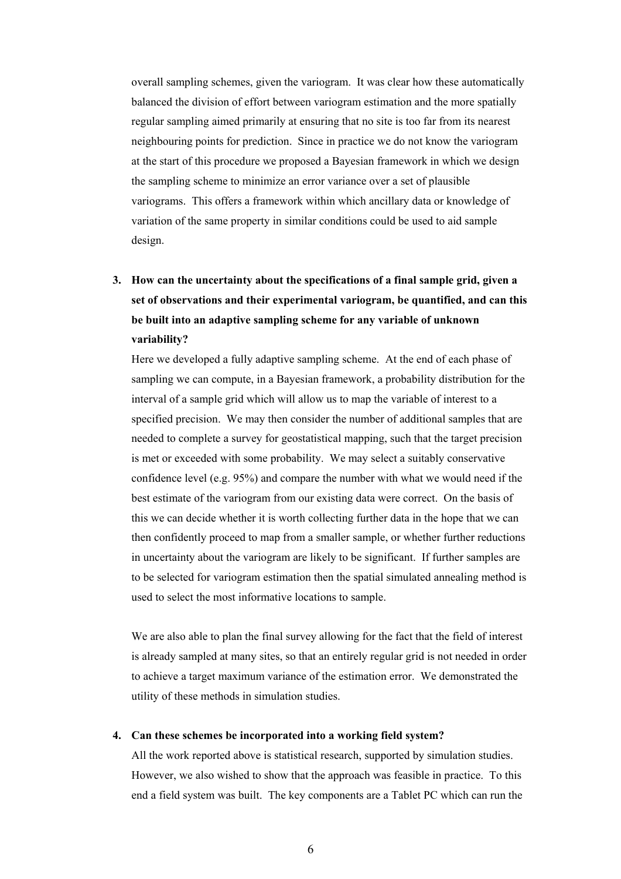overall sampling schemes, given the variogram. It was clear how these automatically balanced the division of effort between variogram estimation and the more spatially regular sampling aimed primarily at ensuring that no site is too far from its nearest neighbouring points for prediction. Since in practice we do not know the variogram at the start of this procedure we proposed a Bayesian framework in which we design the sampling scheme to minimize an error variance over a set of plausible variograms. This offers a framework within which ancillary data or knowledge of variation of the same property in similar conditions could be used to aid sample design.

3. **How can the uncertainty about the specifications of a final sample grid, given a set of observations and their experimental variogram, be quantified, and can this be built into an adaptive sampling scheme for any variable of unknown variability?**

   Here we developed a fully adaptive sampling scheme. At the end of each phase of sampling we can compute, in a Bayesian framework, a probability distribution for the interval of a sample grid which will allow us to map the variable of interest to a specified precision. We may then consider the number of additional samples that are needed to complete a survey for geostatistical mapping, such that the target precision is met or exceeded with some probability. We may select a suitably conservative confidence level (e.g. 95%) and compare the number with what we would need if the best estimate of the variogram from our existing data were correct. On the basis of this we can decide whether it is worth collecting further data in the hope that we can then confidently proceed to map from a smaller sample, or whether further reductions in uncertainty about the variogram are likely to be significant. If further samples are to be selected for variogram estimation then the spatial simulated annealing method is used to select the most informative locations to sample.

   We are also able to plan the final survey allowing for the fact that the field of interest is already sampled at many sites, so that an entirely regular grid is not needed in order to achieve a target maximum variance of the estimation error. We demonstrated the utility of these methods in simulation studies.

4. **Can these schemes be incorporated into a working field system?**

   All the work reported above is statistical research, supported by simulation studies. However, we also wished to show that the approach was feasible in practice. To this end a field system was built. The key components are a Tablet PC which can run the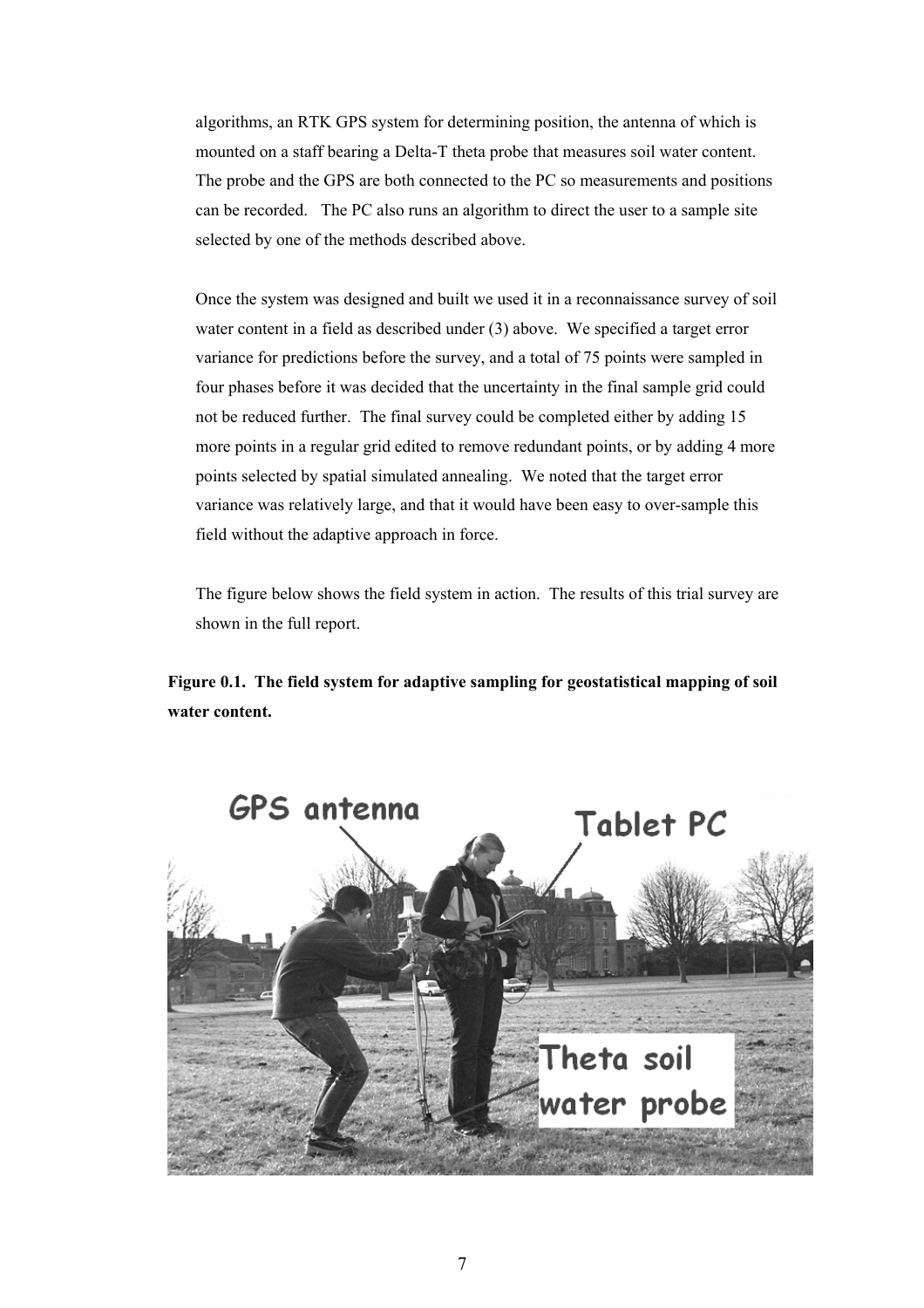algorithms, an RTK GPS system for determining position, the antenna of which is mounted on a staff bearing a Delta-T theta probe that measures soil water content. The probe and the GPS are both connected to the PC so measurements and positions can be recorded. The PC also runs an algorithm to direct the user to a sample site selected by one of the methods described above.

Once the system was designed and built we used it in a reconnaissance survey of soil water content in a field as described under (3) above. We specified a target error variance for predictions before the survey, and a total of 75 points were sampled in four phases before it was decided that the uncertainty in the final sample grid could not be reduced further. The final survey could be completed either by adding 15 more points in a regular grid edited to remove redundant points, or by adding 4 more points selected by spatial simulated annealing. We noted that the target error variance was relatively large, and that it would have been easy to over-sample this field without the adaptive approach in force.

The figure below shows the field system in action. The results of this trial survey are shown in the full report.

**Figure 0.1. The field system for adaptive sampling for geostatistical mapping of soil water content.**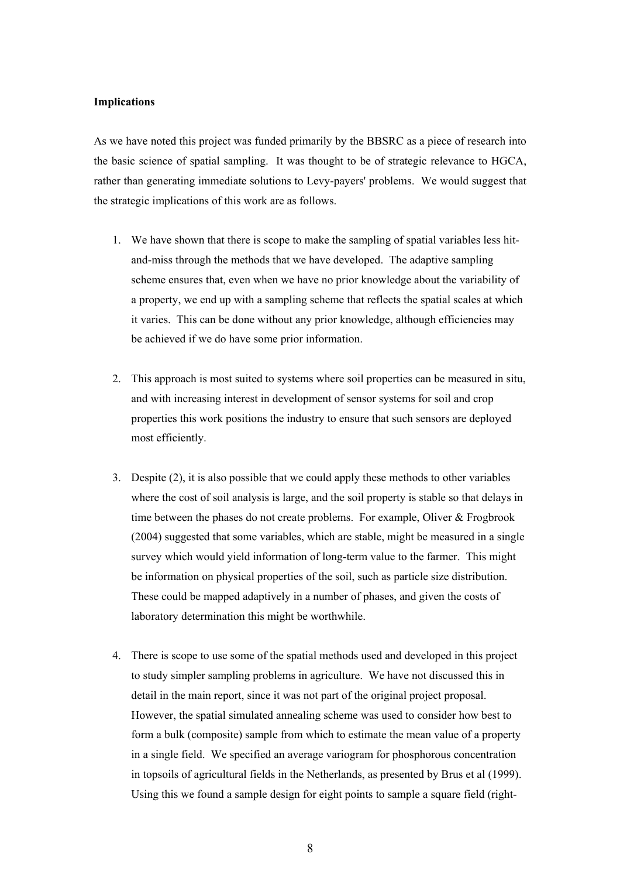**Implications**

As we have noted this project was funded primarily by the BBSRC as a piece of research into the basic science of spatial sampling. It was thought to be of strategic relevance to HGCA, rather than generating immediate solutions to Levy-payers' problems. We would suggest that the strategic implications of this work are as follows.

1. We have shown that there is scope to make the sampling of spatial variables less hit-and-miss through the methods that we have developed. The adaptive sampling scheme ensures that, even when we have no prior knowledge about the variability of a property, we end up with a sampling scheme that reflects the spatial scales at which it varies. This can be done without any prior knowledge, although efficiencies may be achieved if we do have some prior information.

2. This approach is most suited to systems where soil properties can be measured in situ, and with increasing interest in development of sensor systems for soil and crop properties this work positions the industry to ensure that such sensors are deployed most efficiently.

3. Despite (2), it is also possible that we could apply these methods to other variables where the cost of soil analysis is large, and the soil property is stable so that delays in time between the phases do not create problems. For example, Oliver & Frogbrook (2004) suggested that some variables, which are stable, might be measured in a single survey which would yield information of long-term value to the farmer. This might be information on physical properties of the soil, such as particle size distribution. These could be mapped adaptively in a number of phases, and given the costs of laboratory determination this might be worthwhile.

4. There is scope to use some of the spatial methods used and developed in this project to study simpler sampling problems in agriculture. We have not discussed this in detail in the main report, since it was not part of the original project proposal. However, the spatial simulated annealing scheme was used to consider how best to form a bulk (composite) sample from which to estimate the mean value of a property in a single field. We specified an average variogram for phosphorous concentration in topsoils of agricultural fields in the Netherlands, as presented by Brus et al (1999). Using this we found a sample design for eight points to sample a square field (right-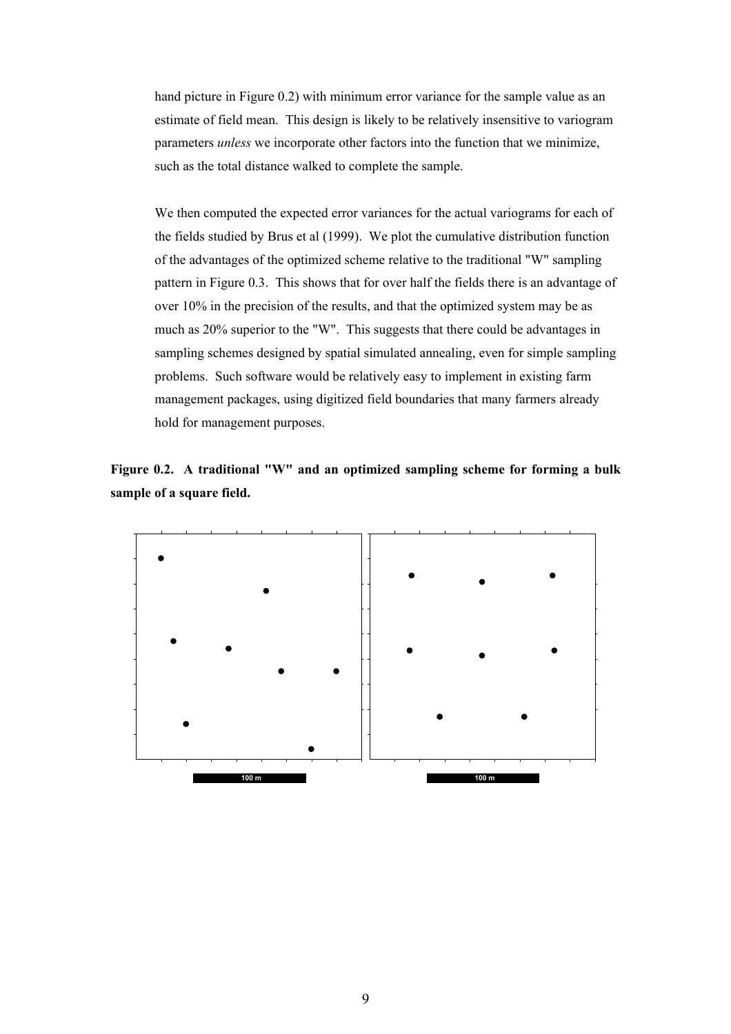hand picture in Figure 0.2) with minimum error variance for the sample value as an estimate of field mean. This design is likely to be relatively insensitive to variogram parameters *unless* we incorporate other factors into the function that we minimize, such as the total distance walked to complete the sample.

We then computed the expected error variances for the actual variograms for each of the fields studied by Brus et al (1999). We plot the cumulative distribution function of the advantages of the optimized scheme relative to the traditional "W" sampling pattern in Figure 0.3. This shows that for over half the fields there is an advantage of over 10% in the precision of the results, and that the optimized system may be as much as 20% superior to the "W". This suggests that there could be advantages in sampling schemes designed by spatial simulated annealing, even for simple sampling problems. Such software would be relatively easy to implement in existing farm management packages, using digitized field boundaries that many farmers already hold for management purposes.

**Figure 0.2. A traditional "W" and an optimized sampling scheme for forming a bulk sample of a square field.**

100 m

100 m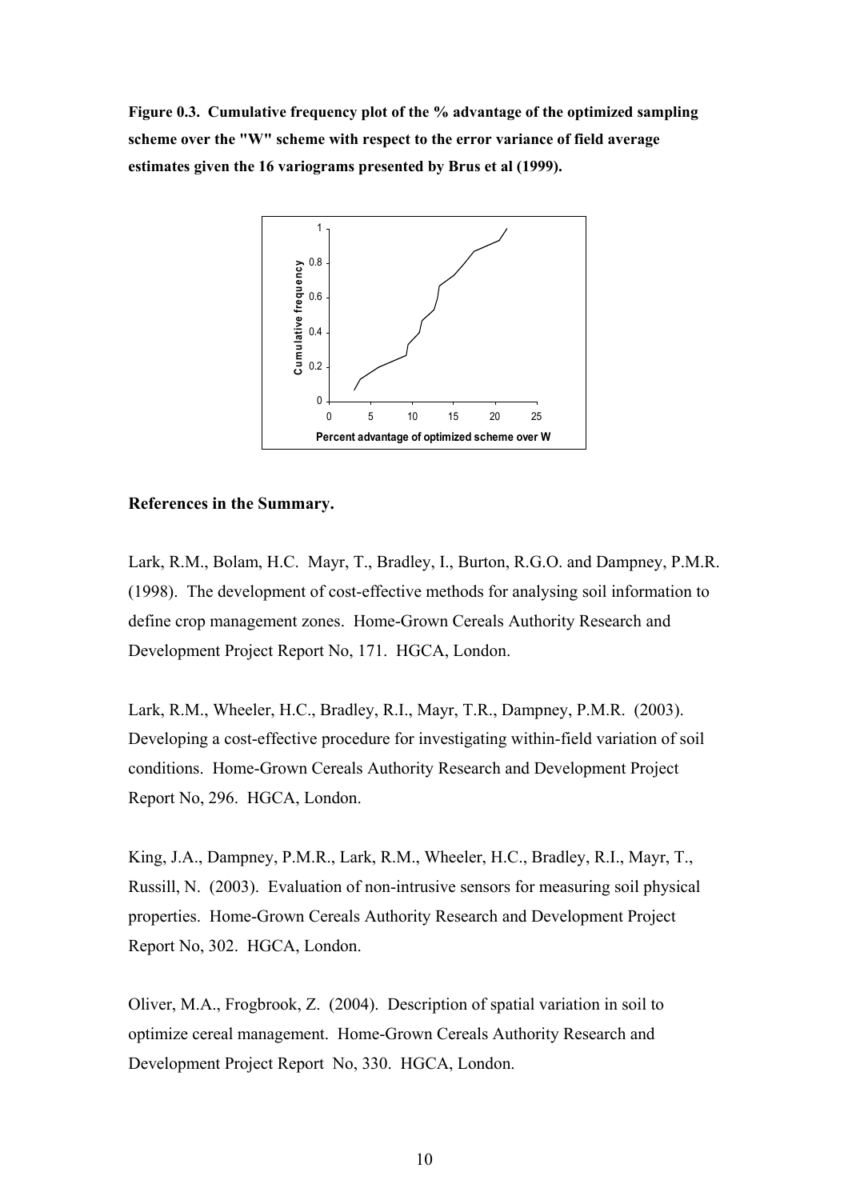**Figure 0.3. Cumulative frequency plot of the % advantage of the optimized sampling scheme over the "W" scheme with respect to the error variance of field average estimates given the 16 variograms presented by Brus et al (1999).**

**References in the Summary.**

Lark, R.M., Bolam, H.C. Mayr, T., Bradley, I., Burton, R.G.O. and Dampney, P.M.R. (1998). The development of cost-effective methods for analysing soil information to define crop management zones. Home-Grown Cereals Authority Research and Development Project Report No, 171. HGCA, London.

Lark, R.M., Wheeler, H.C., Bradley, R.I., Mayr, T.R., Dampney, P.M.R. (2003). Developing a cost-effective procedure for investigating within-field variation of soil conditions. Home-Grown Cereals Authority Research and Development Project Report No, 296. HGCA, London.

King, J.A., Dampney, P.M.R., Lark, R.M., Wheeler, H.C., Bradley, R.I., Mayr, T., Russill, N. (2003). Evaluation of non-intrusive sensors for measuring soil physical properties. Home-Grown Cereals Authority Research and Development Project Report No, 302. HGCA, London.

Oliver, M.A., Frogbrook, Z. (2004). Description of spatial variation in soil to optimize cereal management. Home-Grown Cereals Authority Research and Development Project Report No, 330. HGCA, London.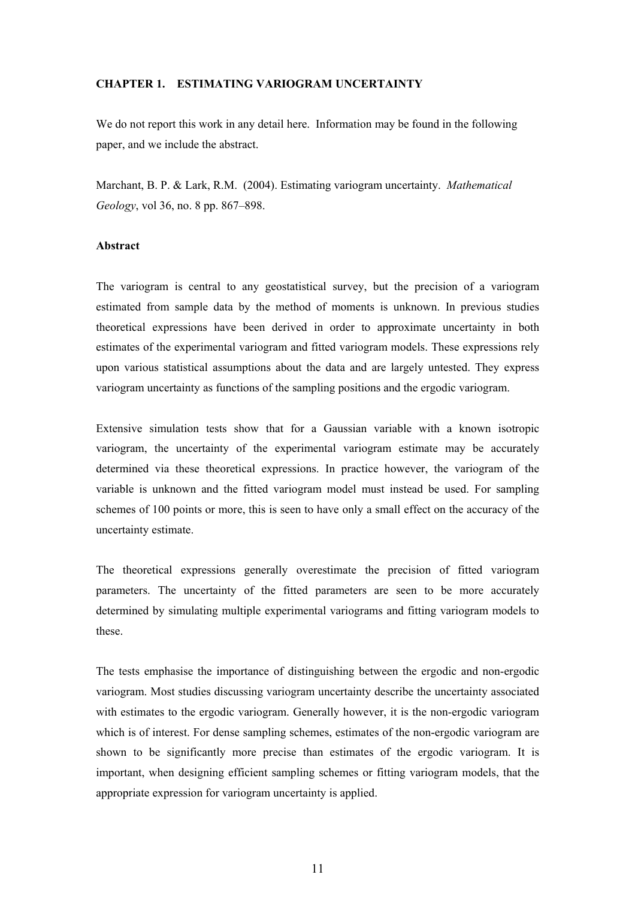# CHAPTER 1. ESTIMATING VARIOGRAM UNCERTAINTY

We do not report this work in any detail here. Information may be found in the following paper, and we include the abstract.

Marchant, B. P. & Lark, R.M. (2004). Estimating variogram uncertainty. *Mathematical Geology*, vol 36, no. 8 pp. 867–898.

**Abstract**

The variogram is central to any geostatistical survey, but the precision of a variogram estimated from sample data by the method of moments is unknown. In previous studies theoretical expressions have been derived in order to approximate uncertainty in both estimates of the experimental variogram and fitted variogram models. These expressions rely upon various statistical assumptions about the data and are largely untested. They express variogram uncertainty as functions of the sampling positions and the ergodic variogram.

Extensive simulation tests show that for a Gaussian variable with a known isotropic variogram, the uncertainty of the experimental variogram estimate may be accurately determined via these theoretical expressions. In practice however, the variogram of the variable is unknown and the fitted variogram model must instead be used. For sampling schemes of 100 points or more, this is seen to have only a small effect on the accuracy of the uncertainty estimate.

The theoretical expressions generally overestimate the precision of fitted variogram parameters. The uncertainty of the fitted parameters are seen to be more accurately determined by simulating multiple experimental variograms and fitting variogram models to these.

The tests emphasise the importance of distinguishing between the ergodic and non-ergodic variogram. Most studies discussing variogram uncertainty describe the uncertainty associated with estimates to the ergodic variogram. Generally however, it is the non-ergodic variogram which is of interest. For dense sampling schemes, estimates of the non-ergodic variogram are shown to be significantly more precise than estimates of the ergodic variogram. It is important, when designing efficient sampling schemes or fitting variogram models, that the appropriate expression for variogram uncertainty is applied.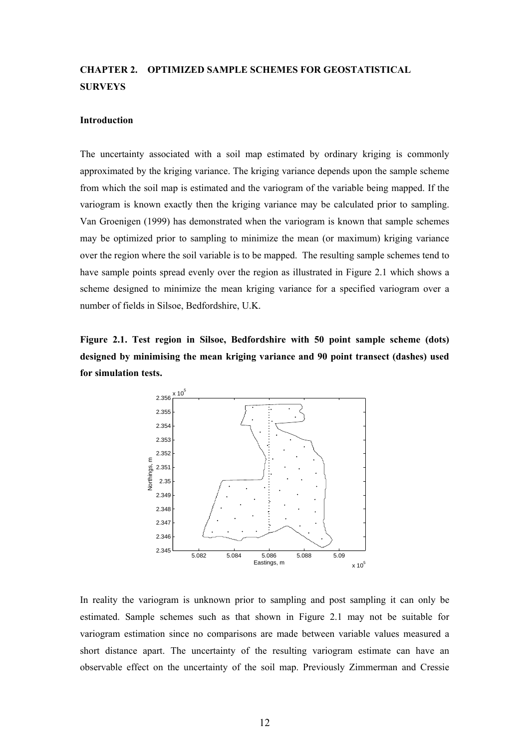## CHAPTER 2. OPTIMIZED SAMPLE SCHEMES FOR GEOSTATISTICAL SURVEYS

### Introduction

The uncertainty associated with a soil map estimated by ordinary kriging is commonly approximated by the kriging variance. The kriging variance depends upon the sample scheme from which the soil map is estimated and the variogram of the variable being mapped. If the variogram is known exactly then the kriging variance may be calculated prior to sampling. Van Groenigen (1999) has demonstrated when the variogram is known that sample schemes may be optimized prior to sampling to minimize the mean (or maximum) kriging variance over the region where the soil variable is to be mapped. The resulting sample schemes tend to have sample points spread evenly over the region as illustrated in Figure 2.1 which shows a scheme designed to minimize the mean kriging variance for a specified variogram over a number of fields in Silsoe, Bedfordshire, U.K.

**Figure 2.1. Test region in Silsoe, Bedfordshire with 50 point sample scheme (dots) designed by minimising the mean kriging variance and 90 point transect (dashes) used for simulation tests.**

In reality the variogram is unknown prior to sampling and post sampling it can only be estimated. Sample schemes such as that shown in Figure 2.1 may not be suitable for variogram estimation since no comparisons are made between variable values measured a short distance apart. The uncertainty of the resulting variogram estimate can have an observable effect on the uncertainty of the soil map. Previously Zimmerman and Cressie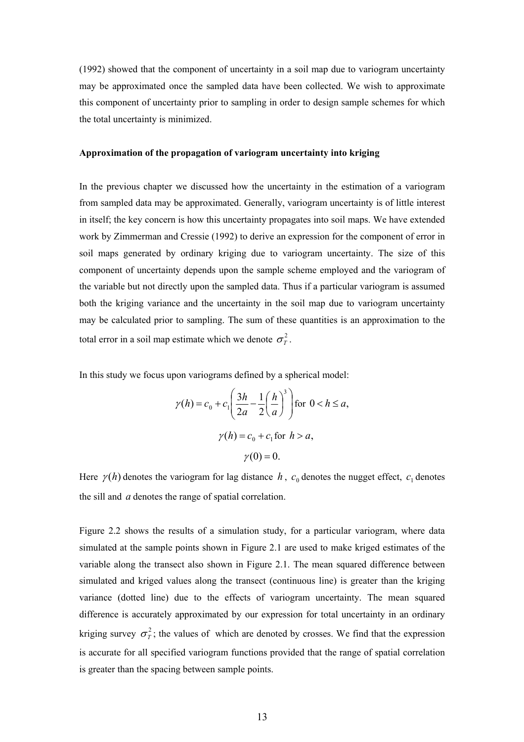(1992) showed that the component of uncertainty in a soil map due to variogram uncertainty may be approximated once the sampled data have been collected. We wish to approximate this component of uncertainty prior to sampling in order to design sample schemes for which the total uncertainty is minimized.

**Approximation of the propagation of variogram uncertainty into kriging**

In the previous chapter we discussed how the uncertainty in the estimation of a variogram from sampled data may be approximated. Generally, variogram uncertainty is of little interest in itself; the key concern is how this uncertainty propagates into soil maps. We have extended work by Zimmerman and Cressie (1992) to derive an expression for the component of error in soil maps generated by ordinary kriging due to variogram uncertainty. The size of this component of uncertainty depends upon the sample scheme employed and the variogram of the variable but not directly upon the sampled data. Thus if a particular variogram is assumed both the kriging variance and the uncertainty in the soil map due to variogram uncertainty may be calculated prior to sampling. The sum of these quantities is an approximation to the total error in a soil map estimate which we denote $\sigma_T^2$.

In this study we focus upon variograms defined by a spherical model:

$$\gamma(h) = c_0 + c_1\left(\frac{3h}{2a} - \frac{1}{2}\left(\frac{h}{a}\right)^3\right) \text{for } 0 < h \leq a,$$

$$\gamma(h) = c_0 + c_1 \text{ for } h > a,$$

$$\gamma(0) = 0.$$

Here $\gamma(h)$ denotes the variogram for lag distance $h$, $c_0$ denotes the nugget effect, $c_1$ denotes the sill and $a$ denotes the range of spatial correlation.

Figure 2.2 shows the results of a simulation study, for a particular variogram, where data simulated at the sample points shown in Figure 2.1 are used to make kriged estimates of the variable along the transect also shown in Figure 2.1. The mean squared difference between simulated and kriged values along the transect (continuous line) is greater than the kriging variance (dotted line) due to the effects of variogram uncertainty. The mean squared difference is accurately approximated by our expression for total uncertainty in an ordinary kriging survey $\sigma_T^2$; the values of which are denoted by crosses. We find that the expression is accurate for all specified variogram functions provided that the range of spatial correlation is greater than the spacing between sample points.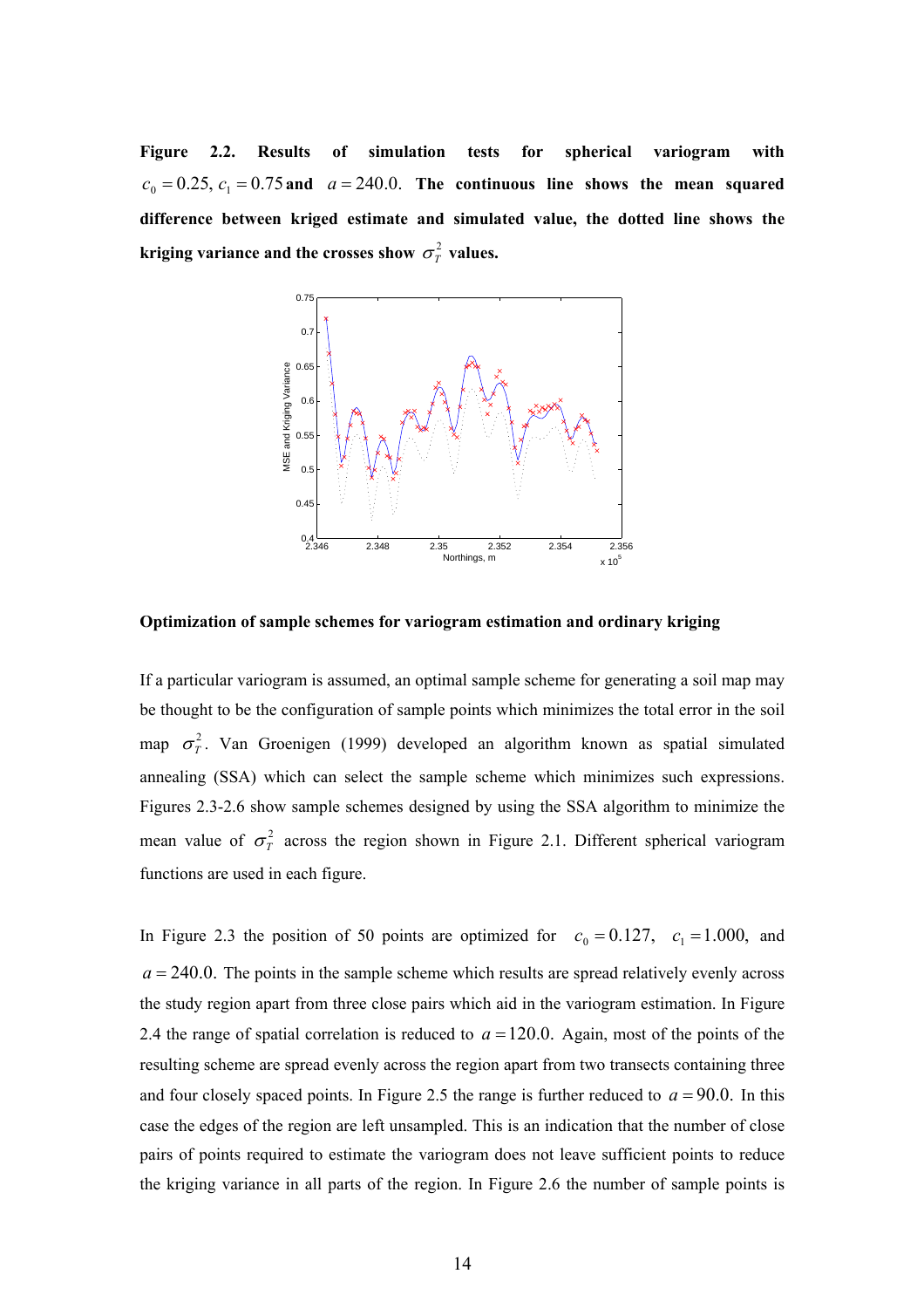**Figure 2.2. Results of simulation tests for spherical variogram with $c_0 = 0.25$, $c_1 = 0.75$ and $a = 240.0$. The continuous line shows the mean squared difference between kriged estimate and simulated value, the dotted line shows the kriging variance and the crosses show $\sigma_T^2$ values.**

**Optimization of sample schemes for variogram estimation and ordinary kriging**

If a particular variogram is assumed, an optimal sample scheme for generating a soil map may be thought to be the configuration of sample points which minimizes the total error in the soil map $\sigma_T^2$. Van Groenigen (1999) developed an algorithm known as spatial simulated annealing (SSA) which can select the sample scheme which minimizes such expressions. Figures 2.3-2.6 show sample schemes designed by using the SSA algorithm to minimize the mean value of $\sigma_T^2$ across the region shown in Figure 2.1. Different spherical variogram functions are used in each figure.

In Figure 2.3 the position of 50 points are optimized for $c_0 = 0.127$, $c_1 = 1.000$, and $a = 240.0$. The points in the sample scheme which results are spread relatively evenly across the study region apart from three close pairs which aid in the variogram estimation. In Figure 2.4 the range of spatial correlation is reduced to $a = 120.0$. Again, most of the points of the resulting scheme are spread evenly across the region apart from two transects containing three and four closely spaced points. In Figure 2.5 the range is further reduced to $a = 90.0$. In this case the edges of the region are left unsampled. This is an indication that the number of close pairs of points required to estimate the variogram does not leave sufficient points to reduce the kriging variance in all parts of the region. In Figure 2.6 the number of sample points is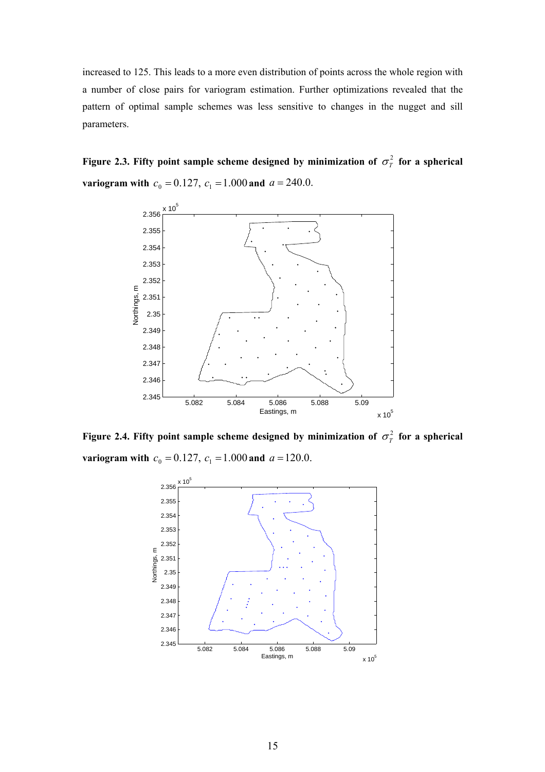increased to 125. This leads to a more even distribution of points across the whole region with a number of close pairs for variogram estimation. Further optimizations revealed that the pattern of optimal sample schemes was less sensitive to changes in the nugget and sill parameters.

**Figure 2.3. Fifty point sample scheme designed by minimization of $\sigma_T^2$ for a spherical variogram with $c_0 = 0.127$, $c_1 = 1.000$ and $a = 240.0$.**

**Figure 2.4. Fifty point sample scheme designed by minimization of $\sigma_T^2$ for a spherical variogram with $c_0 = 0.127$, $c_1 = 1.000$ and $a = 120.0$.**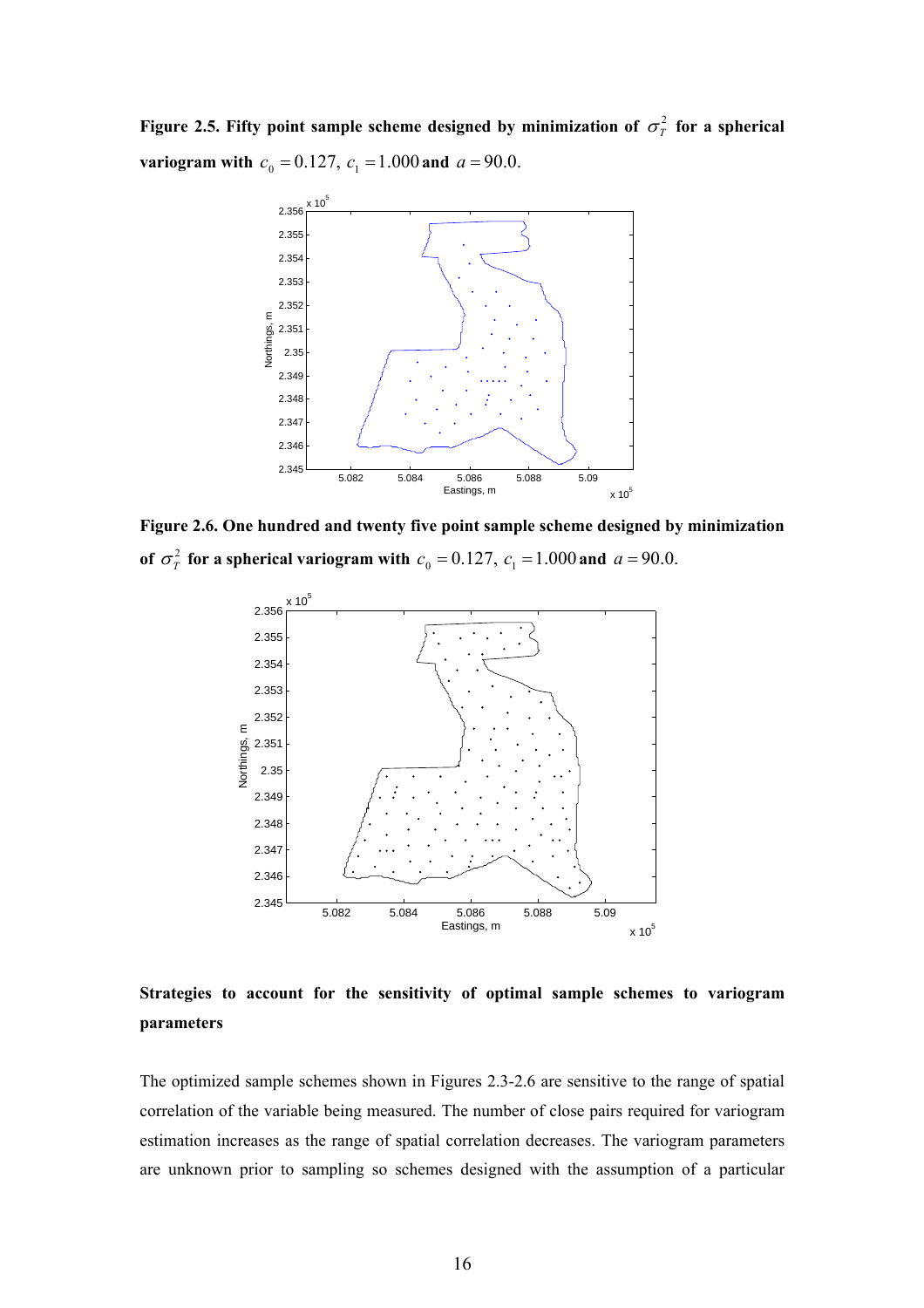**Figure 2.5. Fifty point sample scheme designed by minimization of $\sigma_T^2$ for a spherical variogram with $c_0 = 0.127$, $c_1 = 1.000$ and $a = 90.0$.**

**Figure 2.6. One hundred and twenty five point sample scheme designed by minimization of $\sigma_T^2$ for a spherical variogram with $c_0 = 0.127$, $c_1 = 1.000$ and $a = 90.0$.**

**Strategies to account for the sensitivity of optimal sample schemes to variogram parameters**

The optimized sample schemes shown in Figures 2.3-2.6 are sensitive to the range of spatial correlation of the variable being measured. The number of close pairs required for variogram estimation increases as the range of spatial correlation decreases. The variogram parameters are unknown prior to sampling so schemes designed with the assumption of a particular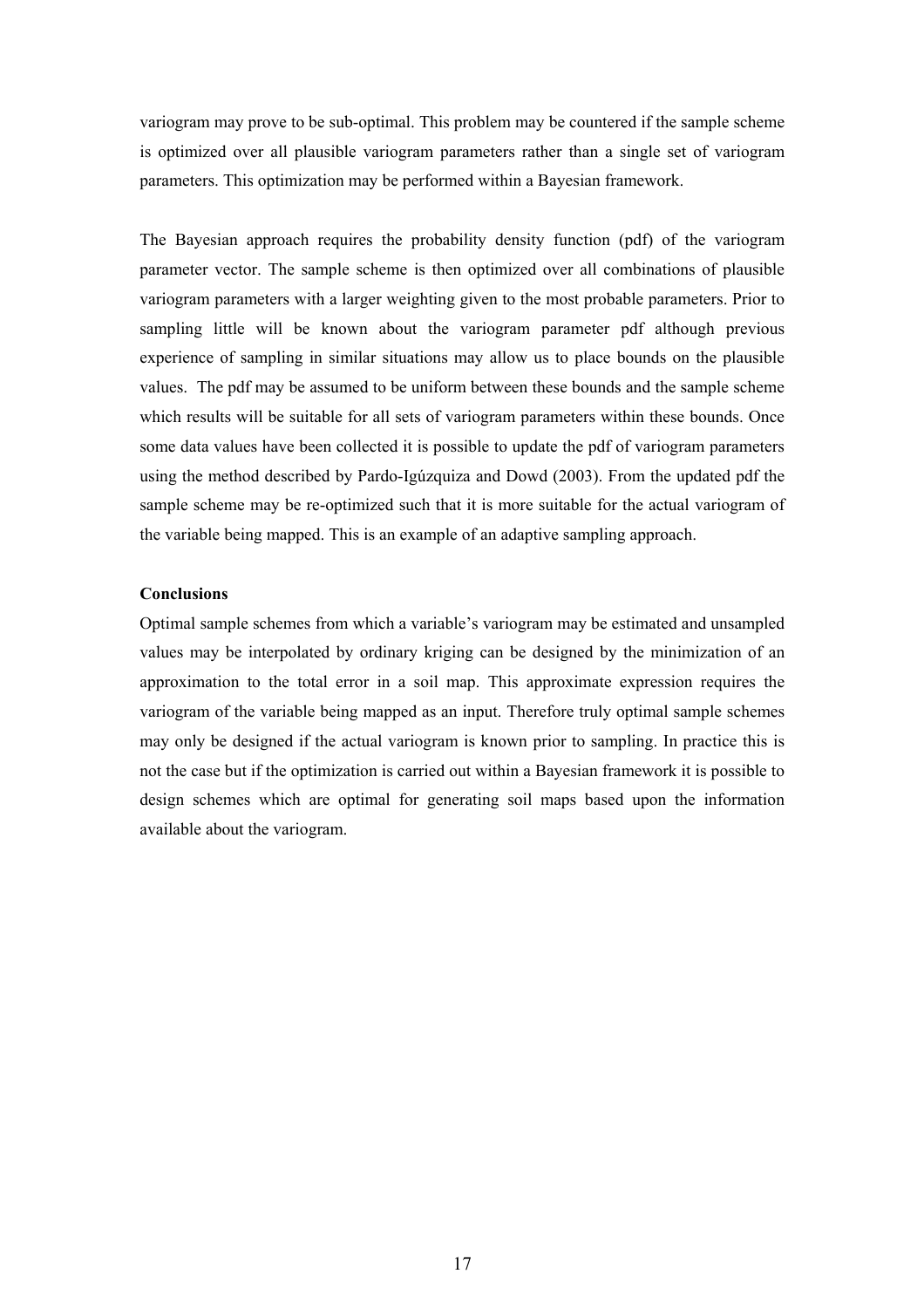variogram may prove to be sub-optimal. This problem may be countered if the sample scheme is optimized over all plausible variogram parameters rather than a single set of variogram parameters. This optimization may be performed within a Bayesian framework.

The Bayesian approach requires the probability density function (pdf) of the variogram parameter vector. The sample scheme is then optimized over all combinations of plausible variogram parameters with a larger weighting given to the most probable parameters. Prior to sampling little will be known about the variogram parameter pdf although previous experience of sampling in similar situations may allow us to place bounds on the plausible values. The pdf may be assumed to be uniform between these bounds and the sample scheme which results will be suitable for all sets of variogram parameters within these bounds. Once some data values have been collected it is possible to update the pdf of variogram parameters using the method described by Pardo-Igúzquiza and Dowd (2003). From the updated pdf the sample scheme may be re-optimized such that it is more suitable for the actual variogram of the variable being mapped. This is an example of an adaptive sampling approach.

**Conclusions**

Optimal sample schemes from which a variable's variogram may be estimated and unsampled values may be interpolated by ordinary kriging can be designed by the minimization of an approximation to the total error in a soil map. This approximate expression requires the variogram of the variable being mapped as an input. Therefore truly optimal sample schemes may only be designed if the actual variogram is known prior to sampling. In practice this is not the case but if the optimization is carried out within a Bayesian framework it is possible to design schemes which are optimal for generating soil maps based upon the information available about the variogram.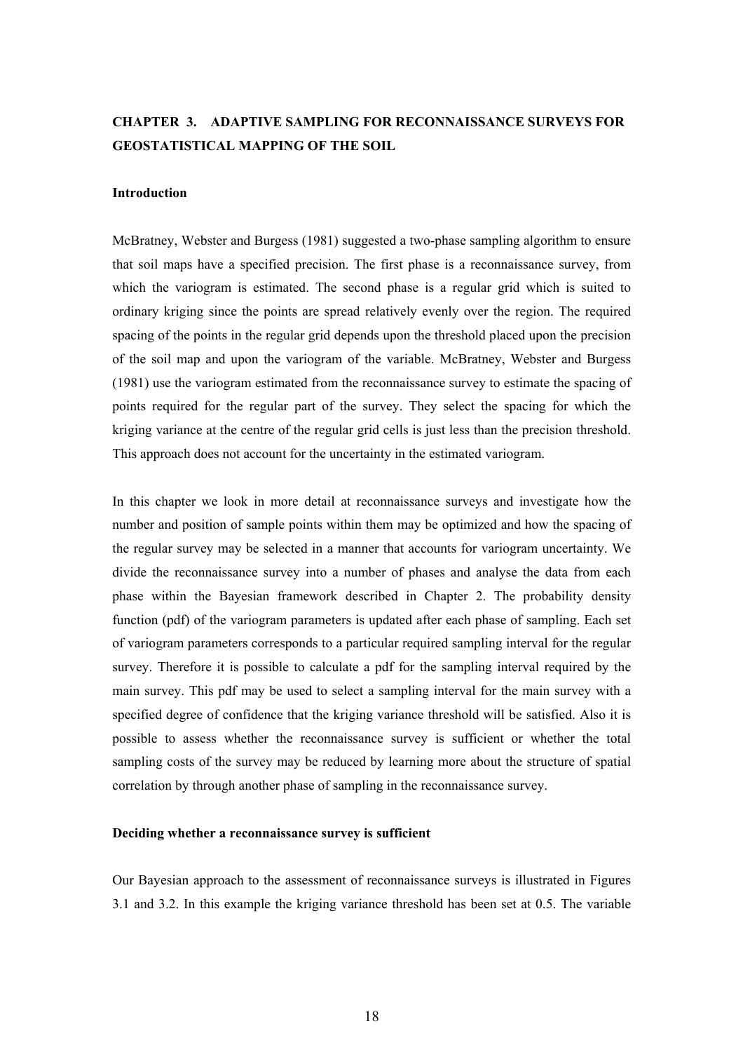# CHAPTER 3. ADAPTIVE SAMPLING FOR RECONNAISSANCE SURVEYS FOR GEOSTATISTICAL MAPPING OF THE SOIL

## Introduction

McBratney, Webster and Burgess (1981) suggested a two-phase sampling algorithm to ensure that soil maps have a specified precision. The first phase is a reconnaissance survey, from which the variogram is estimated. The second phase is a regular grid which is suited to ordinary kriging since the points are spread relatively evenly over the region. The required spacing of the points in the regular grid depends upon the threshold placed upon the precision of the soil map and upon the variogram of the variable. McBratney, Webster and Burgess (1981) use the variogram estimated from the reconnaissance survey to estimate the spacing of points required for the regular part of the survey. They select the spacing for which the kriging variance at the centre of the regular grid cells is just less than the precision threshold. This approach does not account for the uncertainty in the estimated variogram.

In this chapter we look in more detail at reconnaissance surveys and investigate how the number and position of sample points within them may be optimized and how the spacing of the regular survey may be selected in a manner that accounts for variogram uncertainty. We divide the reconnaissance survey into a number of phases and analyse the data from each phase within the Bayesian framework described in Chapter 2. The probability density function (pdf) of the variogram parameters is updated after each phase of sampling. Each set of variogram parameters corresponds to a particular required sampling interval for the regular survey. Therefore it is possible to calculate a pdf for the sampling interval required by the main survey. This pdf may be used to select a sampling interval for the main survey with a specified degree of confidence that the kriging variance threshold will be satisfied. Also it is possible to assess whether the reconnaissance survey is sufficient or whether the total sampling costs of the survey may be reduced by learning more about the structure of spatial correlation by through another phase of sampling in the reconnaissance survey.

## Deciding whether a reconnaissance survey is sufficient

Our Bayesian approach to the assessment of reconnaissance surveys is illustrated in Figures 3.1 and 3.2. In this example the kriging variance threshold has been set at 0.5. The variable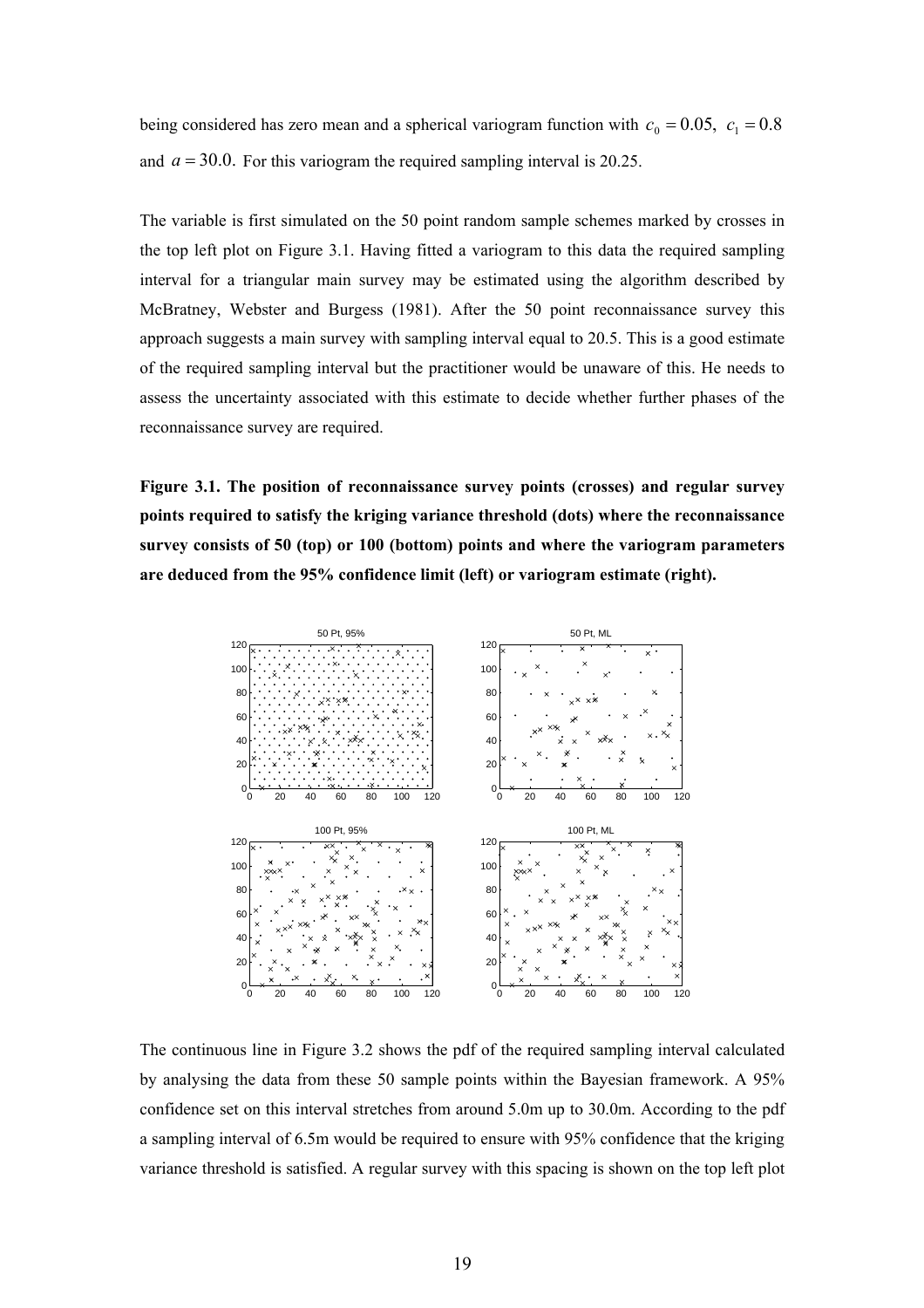being considered has zero mean and a spherical variogram function with $c_0 = 0.05,\ c_1 = 0.8$ and $a = 30.0.$ For this variogram the required sampling interval is 20.25.

The variable is first simulated on the 50 point random sample schemes marked by crosses in the top left plot on Figure 3.1. Having fitted a variogram to this data the required sampling interval for a triangular main survey may be estimated using the algorithm described by McBratney, Webster and Burgess (1981). After the 50 point reconnaissance survey this approach suggests a main survey with sampling interval equal to 20.5. This is a good estimate of the required sampling interval but the practitioner would be unaware of this. He needs to assess the uncertainty associated with this estimate to decide whether further phases of the reconnaissance survey are required.

**Figure 3.1. The position of reconnaissance survey points (crosses) and regular survey points required to satisfy the kriging variance threshold (dots) where the reconnaissance survey consists of 50 (top) or 100 (bottom) points and where the variogram parameters are deduced from the 95% confidence limit (left) or variogram estimate (right).**

The continuous line in Figure 3.2 shows the pdf of the required sampling interval calculated by analysing the data from these 50 sample points within the Bayesian framework. A 95% confidence set on this interval stretches from around 5.0m up to 30.0m. According to the pdf a sampling interval of 6.5m would be required to ensure with 95% confidence that the kriging variance threshold is satisfied. A regular survey with this spacing is shown on the top left plot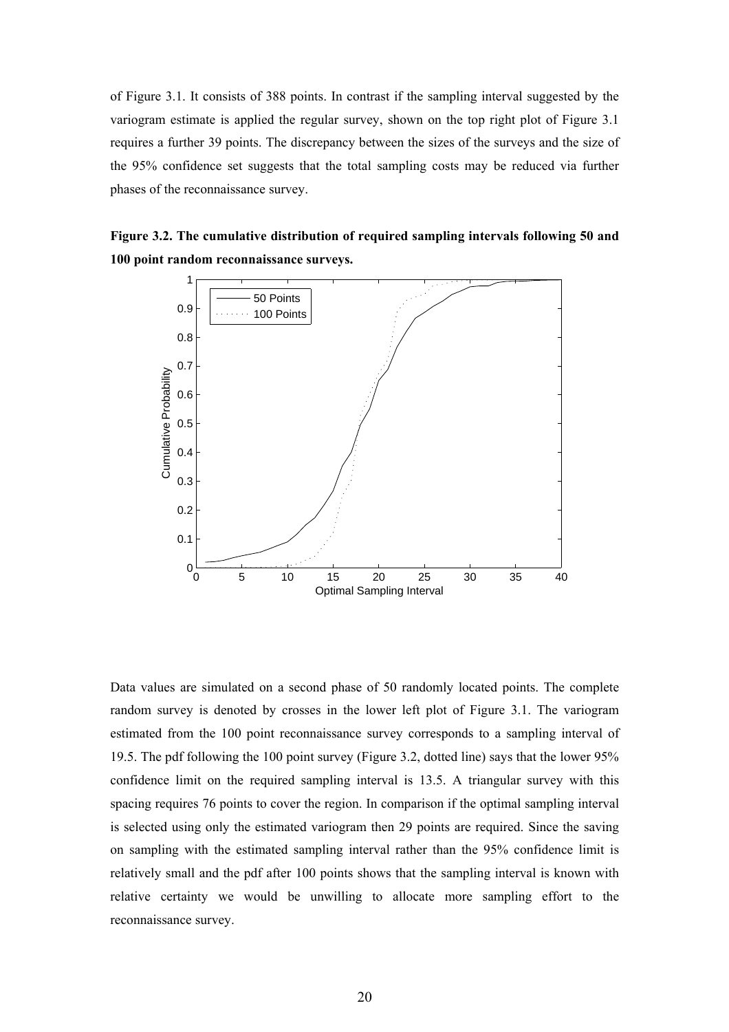of Figure 3.1. It consists of 388 points. In contrast if the sampling interval suggested by the variogram estimate is applied the regular survey, shown on the top right plot of Figure 3.1 requires a further 39 points. The discrepancy between the sizes of the surveys and the size of the 95% confidence set suggests that the total sampling costs may be reduced via further phases of the reconnaissance survey.

**Figure 3.2. The cumulative distribution of required sampling intervals following 50 and 100 point random reconnaissance surveys.**

Data values are simulated on a second phase of 50 randomly located points. The complete random survey is denoted by crosses in the lower left plot of Figure 3.1. The variogram estimated from the 100 point reconnaissance survey corresponds to a sampling interval of 19.5. The pdf following the 100 point survey (Figure 3.2, dotted line) says that the lower 95% confidence limit on the required sampling interval is 13.5. A triangular survey with this spacing requires 76 points to cover the region. In comparison if the optimal sampling interval is selected using only the estimated variogram then 29 points are required. Since the saving on sampling with the estimated sampling interval rather than the 95% confidence limit is relatively small and the pdf after 100 points shows that the sampling interval is known with relative certainty we would be unwilling to allocate more sampling effort to the reconnaissance survey.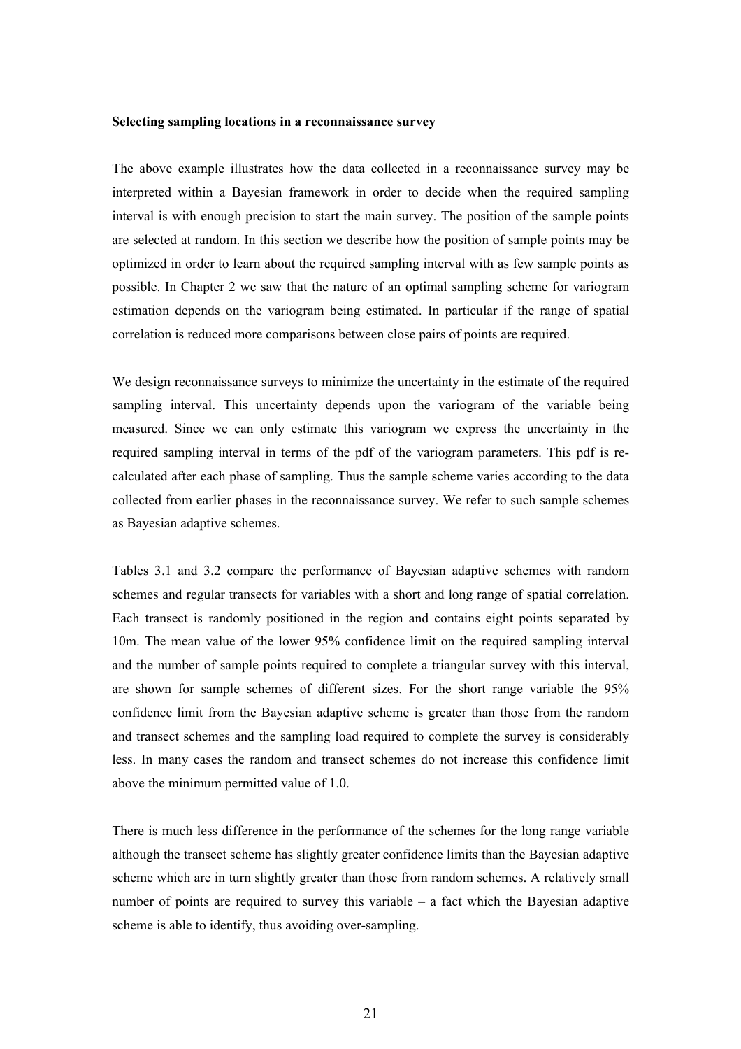**Selecting sampling locations in a reconnaissance survey**

The above example illustrates how the data collected in a reconnaissance survey may be interpreted within a Bayesian framework in order to decide when the required sampling interval is with enough precision to start the main survey. The position of the sample points are selected at random. In this section we describe how the position of sample points may be optimized in order to learn about the required sampling interval with as few sample points as possible. In Chapter 2 we saw that the nature of an optimal sampling scheme for variogram estimation depends on the variogram being estimated. In particular if the range of spatial correlation is reduced more comparisons between close pairs of points are required.

We design reconnaissance surveys to minimize the uncertainty in the estimate of the required sampling interval. This uncertainty depends upon the variogram of the variable being measured. Since we can only estimate this variogram we express the uncertainty in the required sampling interval in terms of the pdf of the variogram parameters. This pdf is re-calculated after each phase of sampling. Thus the sample scheme varies according to the data collected from earlier phases in the reconnaissance survey. We refer to such sample schemes as Bayesian adaptive schemes.

Tables 3.1 and 3.2 compare the performance of Bayesian adaptive schemes with random schemes and regular transects for variables with a short and long range of spatial correlation. Each transect is randomly positioned in the region and contains eight points separated by 10m. The mean value of the lower 95% confidence limit on the required sampling interval and the number of sample points required to complete a triangular survey with this interval, are shown for sample schemes of different sizes. For the short range variable the 95% confidence limit from the Bayesian adaptive scheme is greater than those from the random and transect schemes and the sampling load required to complete the survey is considerably less. In many cases the random and transect schemes do not increase this confidence limit above the minimum permitted value of 1.0.

There is much less difference in the performance of the schemes for the long range variable although the transect scheme has slightly greater confidence limits than the Bayesian adaptive scheme which are in turn slightly greater than those from random schemes. A relatively small number of points are required to survey this variable – a fact which the Bayesian adaptive scheme is able to identify, thus avoiding over-sampling.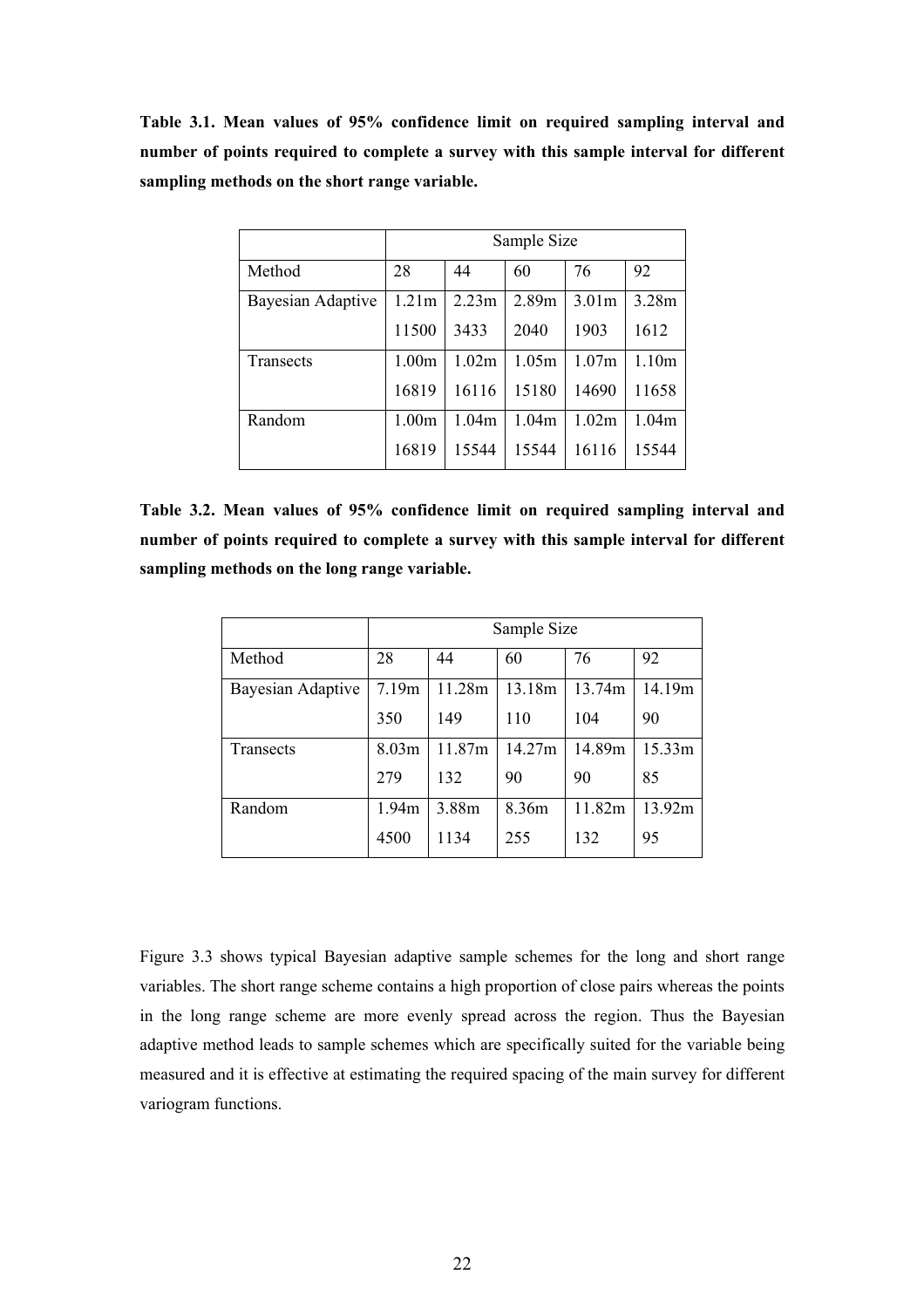**Table 3.1. Mean values of 95% confidence limit on required sampling interval and number of points required to complete a survey with this sample interval for different sampling methods on the short range variable.**

| | Sample Size | | | | |
|---|---|---|---|---|---|
| Method | 28 | 44 | 60 | 76 | 92 |
| Bayesian Adaptive | 1.21m | 2.23m | 2.89m | 3.01m | 3.28m |
| | 11500 | 3433 | 2040 | 1903 | 1612 |
| Transects | 1.00m | 1.02m | 1.05m | 1.07m | 1.10m |
| | 16819 | 16116 | 15180 | 14690 | 11658 |
| Random | 1.00m | 1.04m | 1.04m | 1.02m | 1.04m |
| | 16819 | 15544 | 15544 | 16116 | 15544 |

**Table 3.2. Mean values of 95% confidence limit on required sampling interval and number of points required to complete a survey with this sample interval for different sampling methods on the long range variable.**

| | Sample Size | | | | |
|---|---|---|---|---|---|
| Method | 28 | 44 | 60 | 76 | 92 |
| Bayesian Adaptive | 7.19m | 11.28m | 13.18m | 13.74m | 14.19m |
| | 350 | 149 | 110 | 104 | 90 |
| Transects | 8.03m | 11.87m | 14.27m | 14.89m | 15.33m |
| | 279 | 132 | 90 | 90 | 85 |
| Random | 1.94m | 3.88m | 8.36m | 11.82m | 13.92m |
| | 4500 | 1134 | 255 | 132 | 95 |

Figure 3.3 shows typical Bayesian adaptive sample schemes for the long and short range variables. The short range scheme contains a high proportion of close pairs whereas the points in the long range scheme are more evenly spread across the region. Thus the Bayesian adaptive method leads to sample schemes which are specifically suited for the variable being measured and it is effective at estimating the required spacing of the main survey for different variogram functions.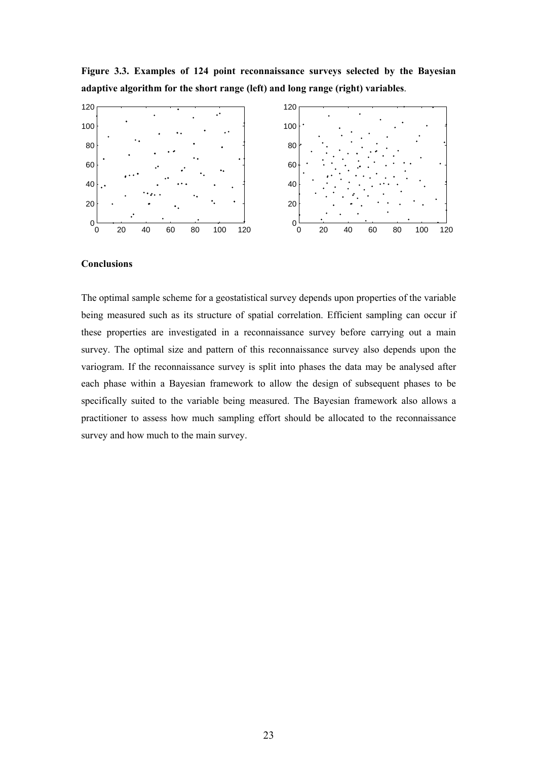**Figure 3.3. Examples of 124 point reconnaissance surveys selected by the Bayesian adaptive algorithm for the short range (left) and long range (right) variables**.

**Conclusions**

The optimal sample scheme for a geostatistical survey depends upon properties of the variable being measured such as its structure of spatial correlation. Efficient sampling can occur if these properties are investigated in a reconnaissance survey before carrying out a main survey. The optimal size and pattern of this reconnaissance survey also depends upon the variogram. If the reconnaissance survey is split into phases the data may be analysed after each phase within a Bayesian framework to allow the design of subsequent phases to be specifically suited to the variable being measured. The Bayesian framework also allows a practitioner to assess how much sampling effort should be allocated to the reconnaissance survey and how much to the main survey.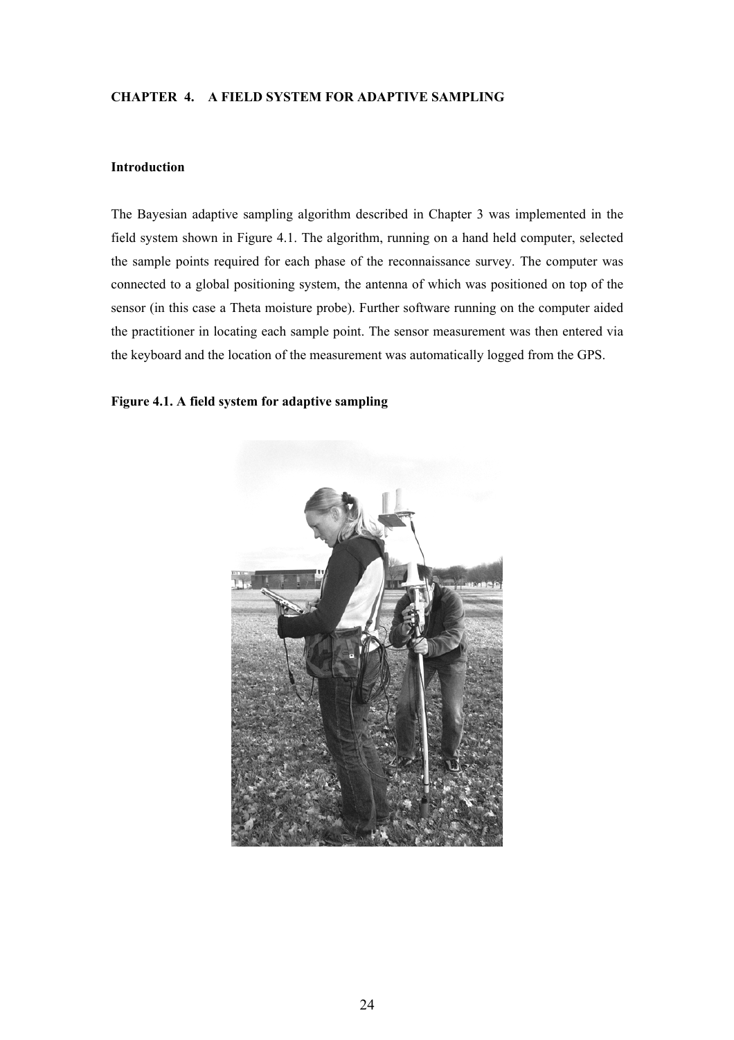# CHAPTER 4. A FIELD SYSTEM FOR ADAPTIVE SAMPLING

## Introduction

The Bayesian adaptive sampling algorithm described in Chapter 3 was implemented in the field system shown in Figure 4.1. The algorithm, running on a hand held computer, selected the sample points required for each phase of the reconnaissance survey. The computer was connected to a global positioning system, the antenna of which was positioned on top of the sensor (in this case a Theta moisture probe). Further software running on the computer aided the practitioner in locating each sample point. The sensor measurement was then entered via the keyboard and the location of the measurement was automatically logged from the GPS.

**Figure 4.1. A field system for adaptive sampling**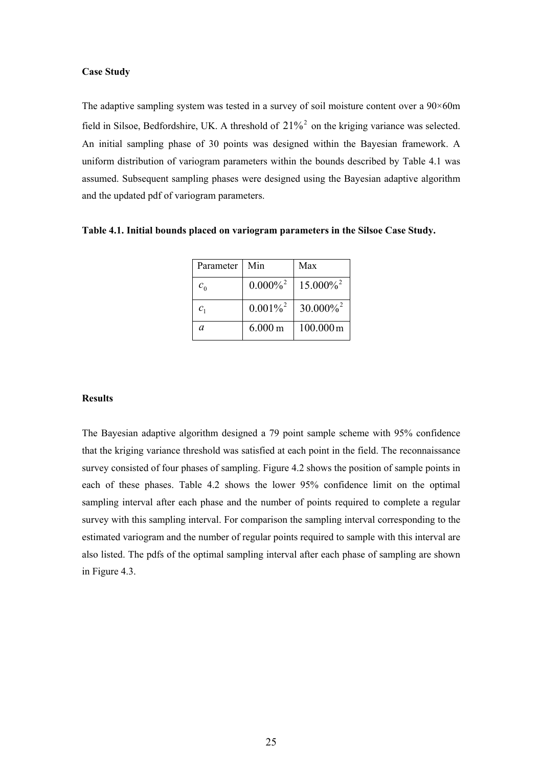**Case Study**

The adaptive sampling system was tested in a survey of soil moisture content over a 90×60m field in Silsoe, Bedfordshire, UK. A threshold of $21\%^2$ on the kriging variance was selected. An initial sampling phase of 30 points was designed within the Bayesian framework. A uniform distribution of variogram parameters within the bounds described by Table 4.1 was assumed. Subsequent sampling phases were designed using the Bayesian adaptive algorithm and the updated pdf of variogram parameters.

**Table 4.1. Initial bounds placed on variogram parameters in the Silsoe Case Study.**

| Parameter | Min | Max |
|---|---|---|
| $c_0$ | $0.000\%^2$ | $15.000\%^2$ |
| $c_1$ | $0.001\%^2$ | $30.000\%^2$ |
| $a$ | 6.000 m | 100.000 m |

**Results**

The Bayesian adaptive algorithm designed a 79 point sample scheme with 95% confidence that the kriging variance threshold was satisfied at each point in the field. The reconnaissance survey consisted of four phases of sampling. Figure 4.2 shows the position of sample points in each of these phases. Table 4.2 shows the lower 95% confidence limit on the optimal sampling interval after each phase and the number of points required to complete a regular survey with this sampling interval. For comparison the sampling interval corresponding to the estimated variogram and the number of regular points required to sample with this interval are also listed. The pdfs of the optimal sampling interval after each phase of sampling are shown in Figure 4.3.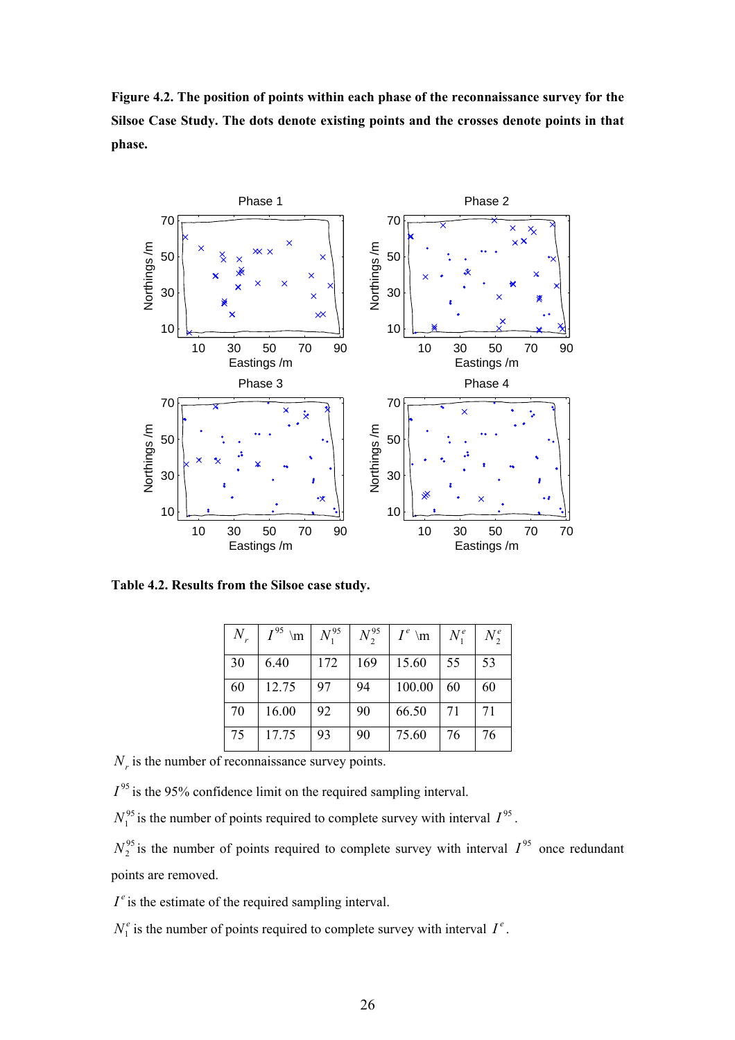**Figure 4.2. The position of points within each phase of the reconnaissance survey for the Silsoe Case Study. The dots denote existing points and the crosses denote points in that phase.**

**Table 4.2. Results from the Silsoe case study.**

| $N_r$ | $I^{95}$ \m | $N_1^{95}$ | $N_2^{95}$ | $I^e$ \m | $N_1^e$ | $N_2^e$ |
|---|---|---|---|---|---|---|
| 30 | 6.40 | 172 | 169 | 15.60 | 55 | 53 |
| 60 | 12.75 | 97 | 94 | 100.00 | 60 | 60 |
| 70 | 16.00 | 92 | 90 | 66.50 | 71 | 71 |
| 75 | 17.75 | 93 | 90 | 75.60 | 76 | 76 |

$N_r$ is the number of reconnaissance survey points.

$I^{95}$ is the 95% confidence limit on the required sampling interval.

$N_1^{95}$ is the number of points required to complete survey with interval $I^{95}$.

$N_2^{95}$ is the number of points required to complete survey with interval $I^{95}$ once redundant points are removed.

$I^e$ is the estimate of the required sampling interval.

$N_1^e$ is the number of points required to complete survey with interval $I^e$.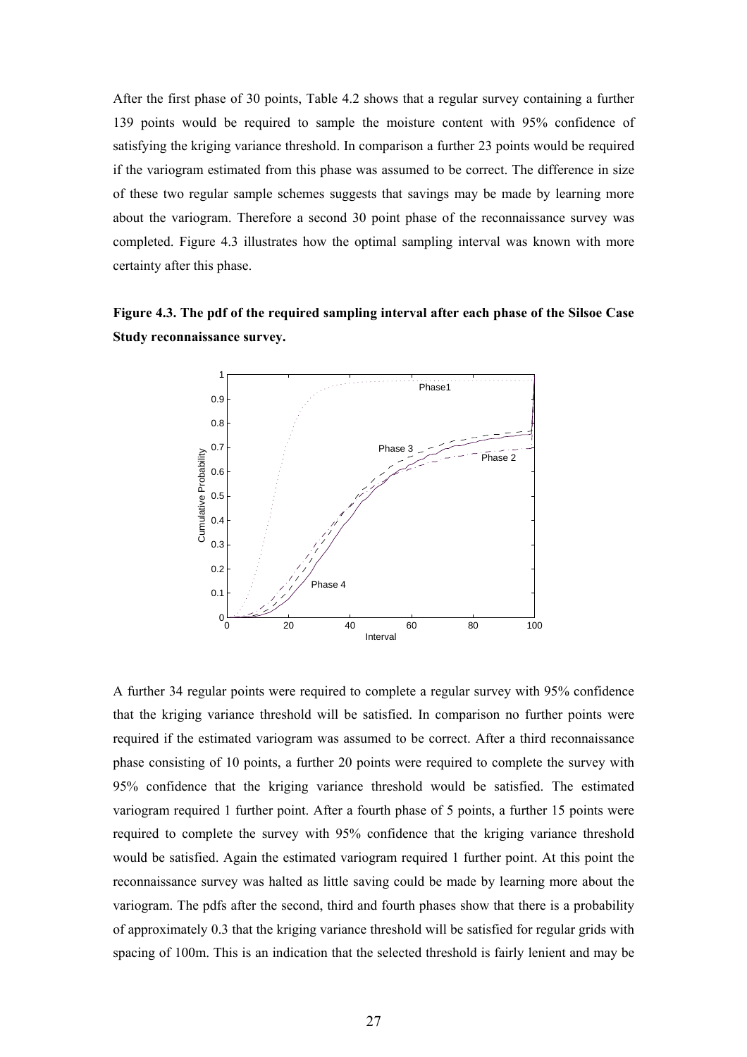After the first phase of 30 points, Table 4.2 shows that a regular survey containing a further 139 points would be required to sample the moisture content with 95% confidence of satisfying the kriging variance threshold. In comparison a further 23 points would be required if the variogram estimated from this phase was assumed to be correct. The difference in size of these two regular sample schemes suggests that savings may be made by learning more about the variogram. Therefore a second 30 point phase of the reconnaissance survey was completed. Figure 4.3 illustrates how the optimal sampling interval was known with more certainty after this phase.

**Figure 4.3. The pdf of the required sampling interval after each phase of the Silsoe Case Study reconnaissance survey.**

A further 34 regular points were required to complete a regular survey with 95% confidence that the kriging variance threshold will be satisfied. In comparison no further points were required if the estimated variogram was assumed to be correct. After a third reconnaissance phase consisting of 10 points, a further 20 points were required to complete the survey with 95% confidence that the kriging variance threshold would be satisfied. The estimated variogram required 1 further point. After a fourth phase of 5 points, a further 15 points were required to complete the survey with 95% confidence that the kriging variance threshold would be satisfied. Again the estimated variogram required 1 further point. At this point the reconnaissance survey was halted as little saving could be made by learning more about the variogram. The pdfs after the second, third and fourth phases show that there is a probability of approximately 0.3 that the kriging variance threshold will be satisfied for regular grids with spacing of 100m. This is an indication that the selected threshold is fairly lenient and may be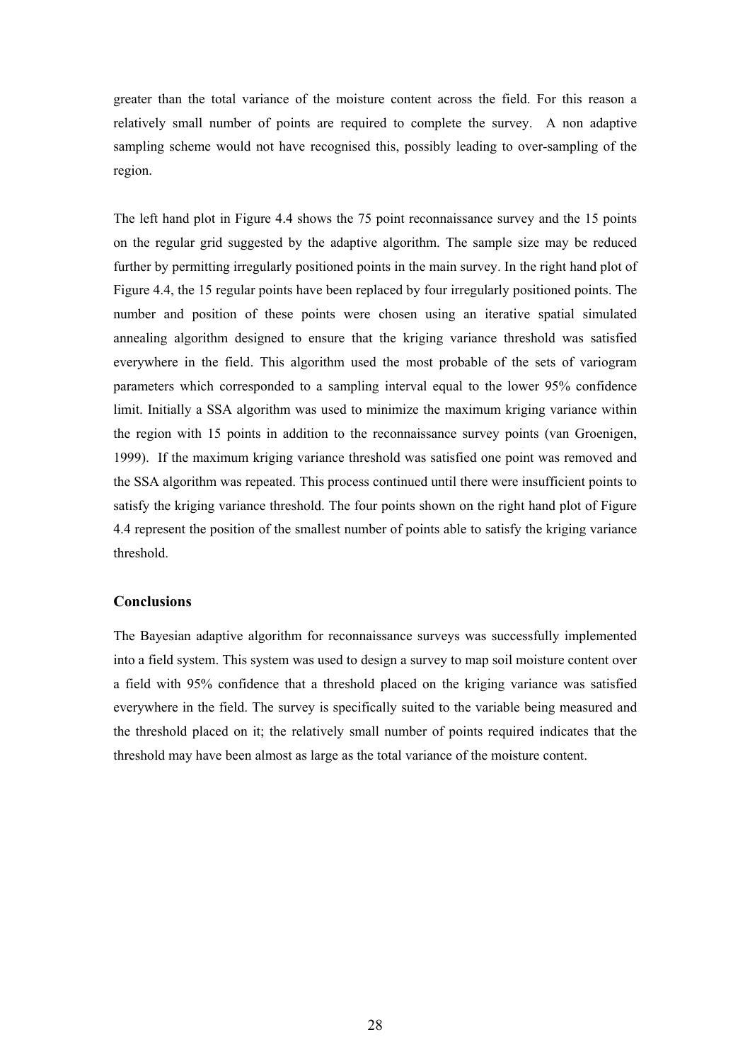greater than the total variance of the moisture content across the field. For this reason a relatively small number of points are required to complete the survey. A non adaptive sampling scheme would not have recognised this, possibly leading to over-sampling of the region.

The left hand plot in Figure 4.4 shows the 75 point reconnaissance survey and the 15 points on the regular grid suggested by the adaptive algorithm. The sample size may be reduced further by permitting irregularly positioned points in the main survey. In the right hand plot of Figure 4.4, the 15 regular points have been replaced by four irregularly positioned points. The number and position of these points were chosen using an iterative spatial simulated annealing algorithm designed to ensure that the kriging variance threshold was satisfied everywhere in the field. This algorithm used the most probable of the sets of variogram parameters which corresponded to a sampling interval equal to the lower 95% confidence limit. Initially a SSA algorithm was used to minimize the maximum kriging variance within the region with 15 points in addition to the reconnaissance survey points (van Groenigen, 1999). If the maximum kriging variance threshold was satisfied one point was removed and the SSA algorithm was repeated. This process continued until there were insufficient points to satisfy the kriging variance threshold. The four points shown on the right hand plot of Figure 4.4 represent the position of the smallest number of points able to satisfy the kriging variance threshold.

### Conclusions

The Bayesian adaptive algorithm for reconnaissance surveys was successfully implemented into a field system. This system was used to design a survey to map soil moisture content over a field with 95% confidence that a threshold placed on the kriging variance was satisfied everywhere in the field. The survey is specifically suited to the variable being measured and the threshold placed on it; the relatively small number of points required indicates that the threshold may have been almost as large as the total variance of the moisture content.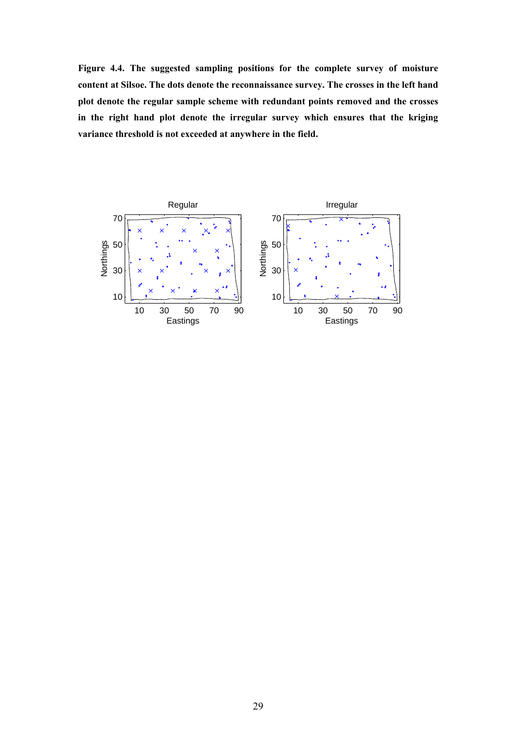**Figure 4.4. The suggested sampling positions for the complete survey of moisture content at Silsoe. The dots denote the reconnaissance survey. The crosses in the left hand plot denote the regular sample scheme with redundant points removed and the crosses in the right hand plot denote the irregular survey which ensures that the kriging variance threshold is not exceeded at anywhere in the field.**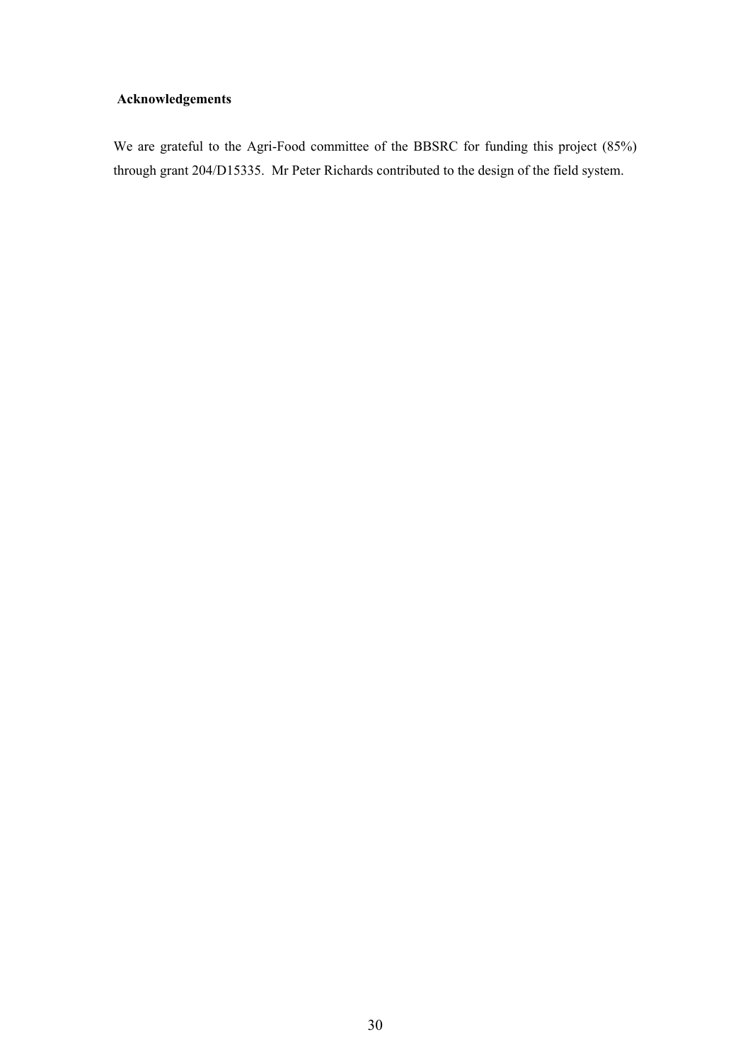## Acknowledgements

We are grateful to the Agri-Food committee of the BBSRC for funding this project (85%) through grant 204/D15335. Mr Peter Richards contributed to the design of the field system.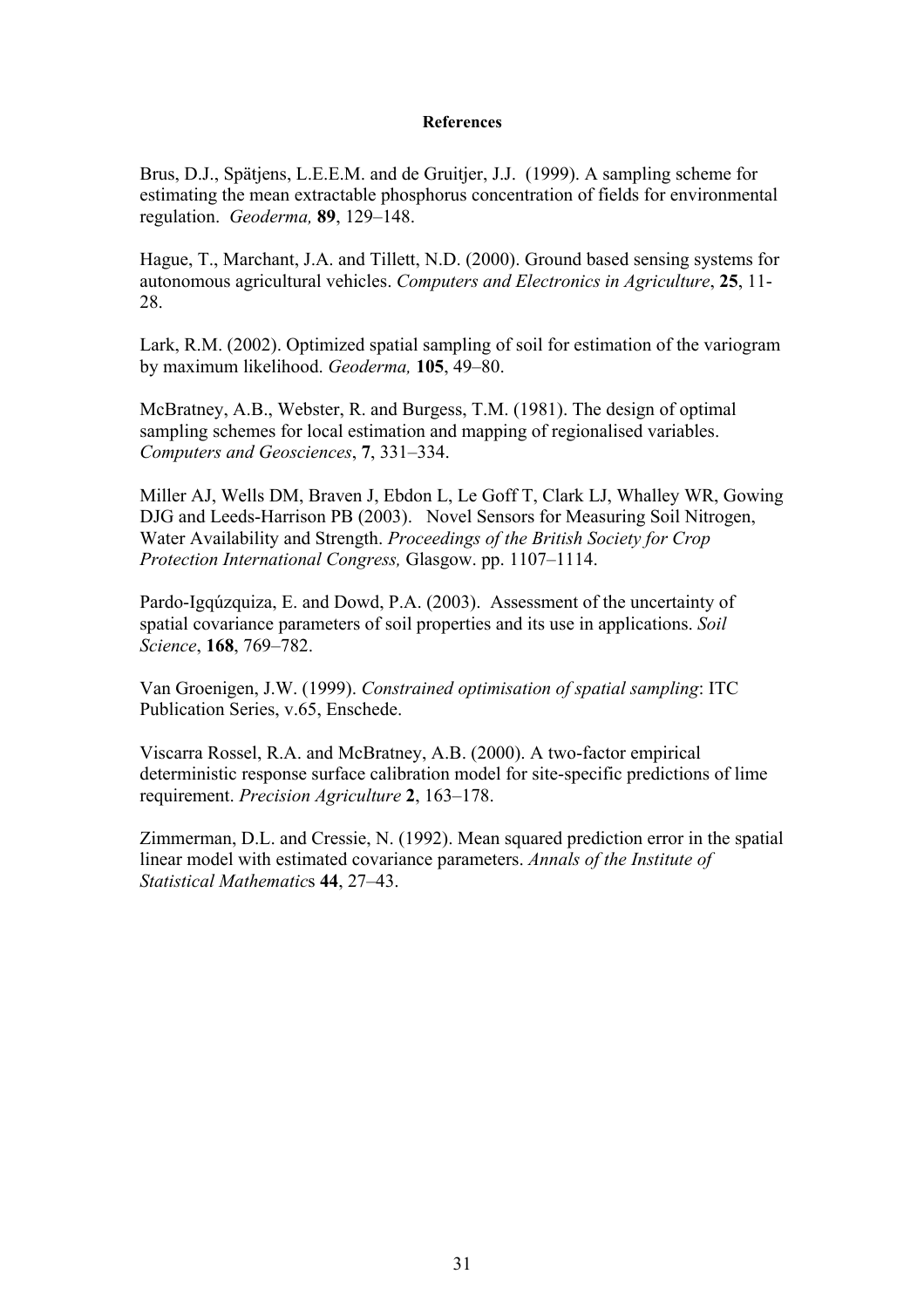## References

Brus, D.J., Spätjens, L.E.E.M. and de Gruitjer, J.J. (1999). A sampling scheme for estimating the mean extractable phosphorus concentration of fields for environmental regulation. *Geoderma,* **89**, 129–148.

Hague, T., Marchant, J.A. and Tillett, N.D. (2000). Ground based sensing systems for autonomous agricultural vehicles. *Computers and Electronics in Agriculture*, **25**, 11-28.

Lark, R.M. (2002). Optimized spatial sampling of soil for estimation of the variogram by maximum likelihood. *Geoderma,* **105**, 49–80.

McBratney, A.B., Webster, R. and Burgess, T.M. (1981). The design of optimal sampling schemes for local estimation and mapping of regionalised variables. *Computers and Geosciences*, **7**, 331–334.

Miller AJ, Wells DM, Braven J, Ebdon L, Le Goff T, Clark LJ, Whalley WR, Gowing DJG and Leeds-Harrison PB (2003). Novel Sensors for Measuring Soil Nitrogen, Water Availability and Strength. *Proceedings of the British Society for Crop Protection International Congress,* Glasgow. pp. 1107–1114.

Pardo-Igqúzquiza, E. and Dowd, P.A. (2003). Assessment of the uncertainty of spatial covariance parameters of soil properties and its use in applications. *Soil Science*, **168**, 769–782.

Van Groenigen, J.W. (1999). *Constrained optimisation of spatial sampling*: ITC Publication Series, v.65, Enschede.

Viscarra Rossel, R.A. and McBratney, A.B. (2000). A two-factor empirical deterministic response surface calibration model for site-specific predictions of lime requirement. *Precision Agriculture* **2**, 163–178.

Zimmerman, D.L. and Cressie, N. (1992). Mean squared prediction error in the spatial linear model with estimated covariance parameters. *Annals of the Institute of Statistical Mathematic*s **44**, 27–43.